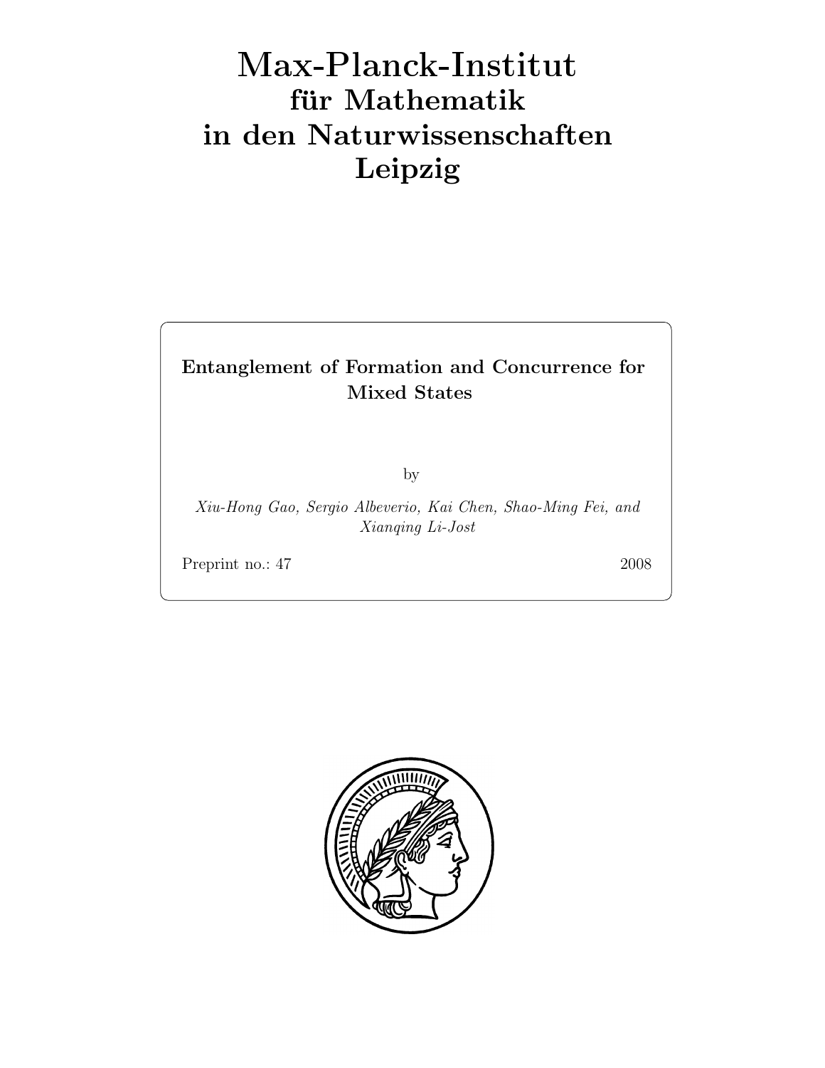# Max-Planck-Institut
## für Mathematik
## in den Naturwissenschaften
## Leipzig

**Entanglement of Formation and Concurrence for Mixed States**

by

*Xiu-Hong Gao, Sergio Albeverio, Kai Chen, Shao-Ming Fei, and Xianqing Li-Jost*

Preprint no.: 47 2008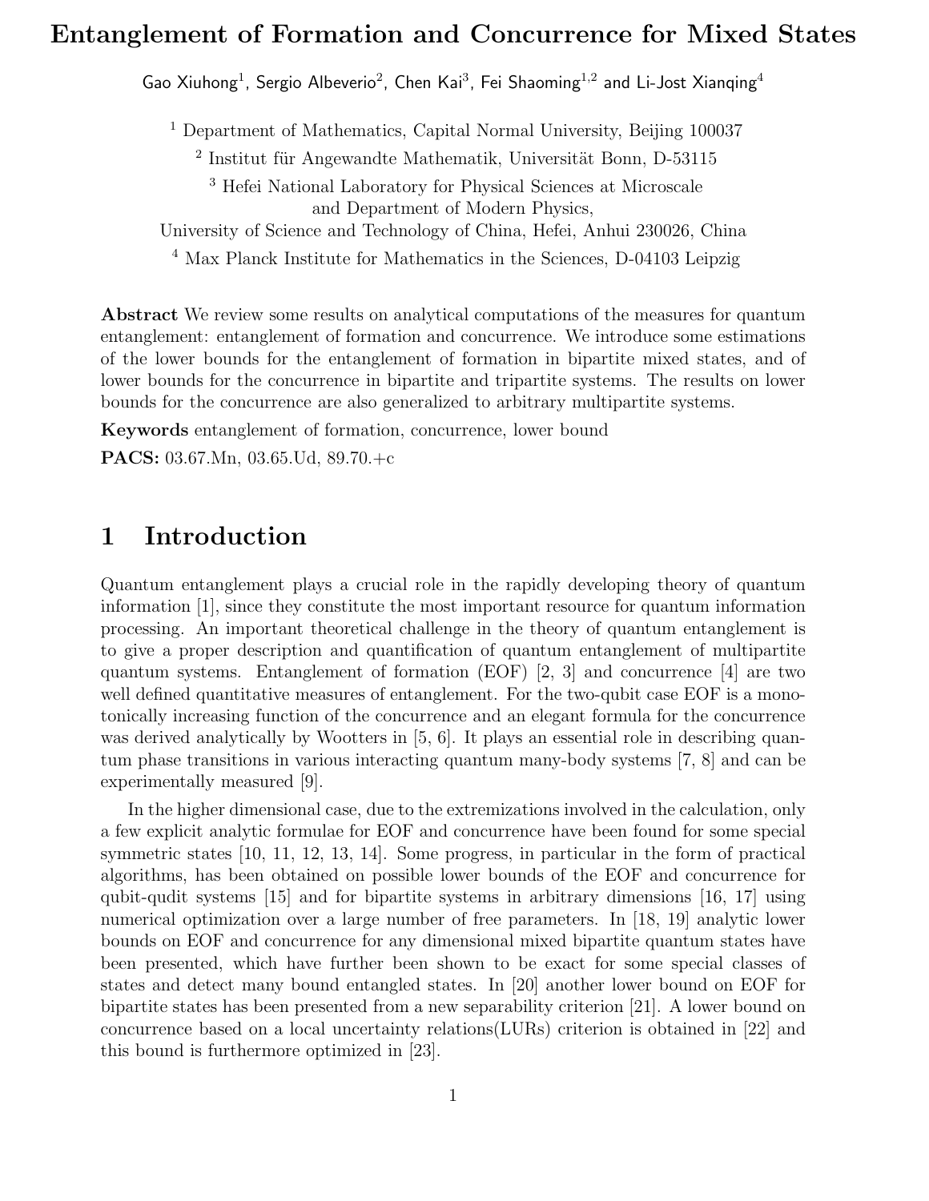# Entanglement of Formation and Concurrence for Mixed States

Gao Xiuhong[1], Sergio Albeverio[2], Chen Kai[3], Fei Shaoming[1,2] and Li-Jost Xianqing[4]

[1] Department of Mathematics, Capital Normal University, Beijing 100037

[2] Institut für Angewandte Mathematik, Universität Bonn, D-53115

[3] Hefei National Laboratory for Physical Sciences at Microscale and Department of Modern Physics, University of Science and Technology of China, Hefei, Anhui 230026, China

[4] Max Planck Institute for Mathematics in the Sciences, D-04103 Leipzig

**Abstract** We review some results on analytical computations of the measures for quantum entanglement: entanglement of formation and concurrence. We introduce some estimations of the lower bounds for the entanglement of formation in bipartite mixed states, and of lower bounds for the concurrence in bipartite and tripartite systems. The results on lower bounds for the concurrence are also generalized to arbitrary multipartite systems.

**Keywords** entanglement of formation, concurrence, lower bound

**PACS:** 03.67.Mn, 03.65.Ud, 89.70.+c

## 1 Introduction

Quantum entanglement plays a crucial role in the rapidly developing theory of quantum information [1], since they constitute the most important resource for quantum information processing. An important theoretical challenge in the theory of quantum entanglement is to give a proper description and quantification of quantum entanglement of multipartite quantum systems. Entanglement of formation (EOF) [2, 3] and concurrence [4] are two well defined quantitative measures of entanglement. For the two-qubit case EOF is a monotonically increasing function of the concurrence and an elegant formula for the concurrence was derived analytically by Wootters in [5, 6]. It plays an essential role in describing quantum phase transitions in various interacting quantum many-body systems [7, 8] and can be experimentally measured [9].

In the higher dimensional case, due to the extremizations involved in the calculation, only a few explicit analytic formulae for EOF and concurrence have been found for some special symmetric states [10, 11, 12, 13, 14]. Some progress, in particular in the form of practical algorithms, has been obtained on possible lower bounds of the EOF and concurrence for qubit-qudit systems [15] and for bipartite systems in arbitrary dimensions [16, 17] using numerical optimization over a large number of free parameters. In [18, 19] analytic lower bounds on EOF and concurrence for any dimensional mixed bipartite quantum states have been presented, which have further been shown to be exact for some special classes of states and detect many bound entangled states. In [20] another lower bound on EOF for bipartite states has been presented from a new separability criterion [21]. A lower bound on concurrence based on a local uncertainty relations(LURs) criterion is obtained in [22] and this bound is furthermore optimized in [23].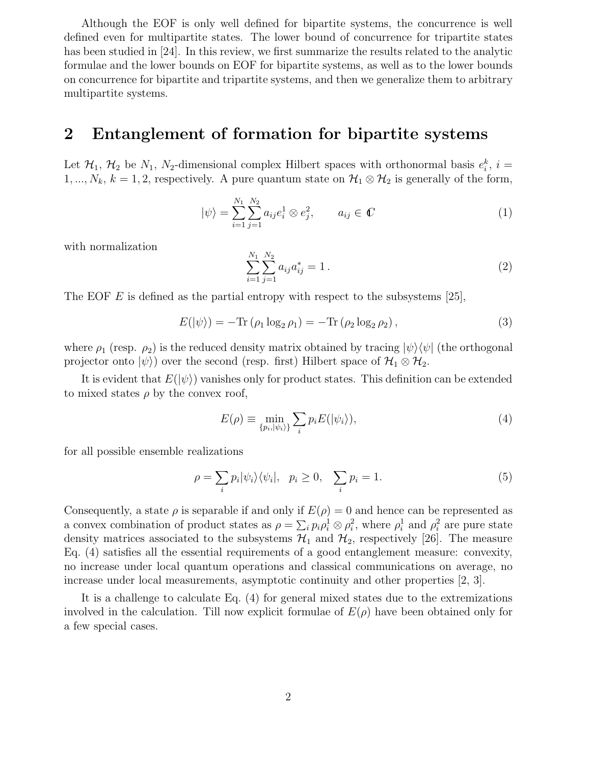Although the EOF is only well defined for bipartite systems, the concurrence is well defined even for multipartite states. The lower bound of concurrence for tripartite states has been studied in [24]. In this review, we first summarize the results related to the analytic formulae and the lower bounds on EOF for bipartite systems, as well as to the lower bounds on concurrence for bipartite and tripartite systems, and then we generalize them to arbitrary multipartite systems.

## 2 Entanglement of formation for bipartite systems

Let $\mathcal{H}_1$, $\mathcal{H}_2$ be $N_1$, $N_2$-dimensional complex Hilbert spaces with orthonormal basis $e_i^k$, $i = 1, ..., N_k$, $k = 1, 2$, respectively. A pure quantum state on $\mathcal{H}_1 \otimes \mathcal{H}_2$ is generally of the form,

$$|\psi\rangle = \sum_{i=1}^{N_1} \sum_{j=1}^{N_2} a_{ij} e_i^1 \otimes e_j^2, \qquad a_{ij} \in \mathbb{C} \tag{1}$$

with normalization

$$\sum_{i=1}^{N_1} \sum_{j=1}^{N_2} a_{ij} a_{ij}^* = 1\,. \tag{2}$$

The EOF $E$ is defined as the partial entropy with respect to the subsystems [25],

$$E(|\psi\rangle) = -\mathrm{Tr}\,(\rho_1 \log_2 \rho_1) = -\mathrm{Tr}\,(\rho_2 \log_2 \rho_2)\,, \tag{3}$$

where $\rho_1$ (resp. $\rho_2$) is the reduced density matrix obtained by tracing $|\psi\rangle\langle\psi|$ (the orthogonal projector onto $|\psi\rangle$) over the second (resp. first) Hilbert space of $\mathcal{H}_1 \otimes \mathcal{H}_2$.

It is evident that $E(|\psi\rangle)$ vanishes only for product states. This definition can be extended to mixed states $\rho$ by the convex roof,

$$E(\rho) \equiv \min_{\{p_i, |\psi_i\rangle\}} \sum_i p_i E(|\psi_i\rangle), \tag{4}$$

for all possible ensemble realizations

$$\rho = \sum_i p_i |\psi_i\rangle\langle\psi_i|, \quad p_i \geq 0, \quad \sum_i p_i = 1. \tag{5}$$

Consequently, a state $\rho$ is separable if and only if $E(\rho) = 0$ and hence can be represented as a convex combination of product states as $\rho = \sum_i p_i \rho_i^1 \otimes \rho_i^2$, where $\rho_i^1$ and $\rho_i^2$ are pure state density matrices associated to the subsystems $\mathcal{H}_1$ and $\mathcal{H}_2$, respectively [26]. The measure Eq. (4) satisfies all the essential requirements of a good entanglement measure: convexity, no increase under local quantum operations and classical communications on average, no increase under local measurements, asymptotic continuity and other properties [2, 3].

It is a challenge to calculate Eq. (4) for general mixed states due to the extremizations involved in the calculation. Till now explicit formulae of $E(\rho)$ have been obtained only for a few special cases.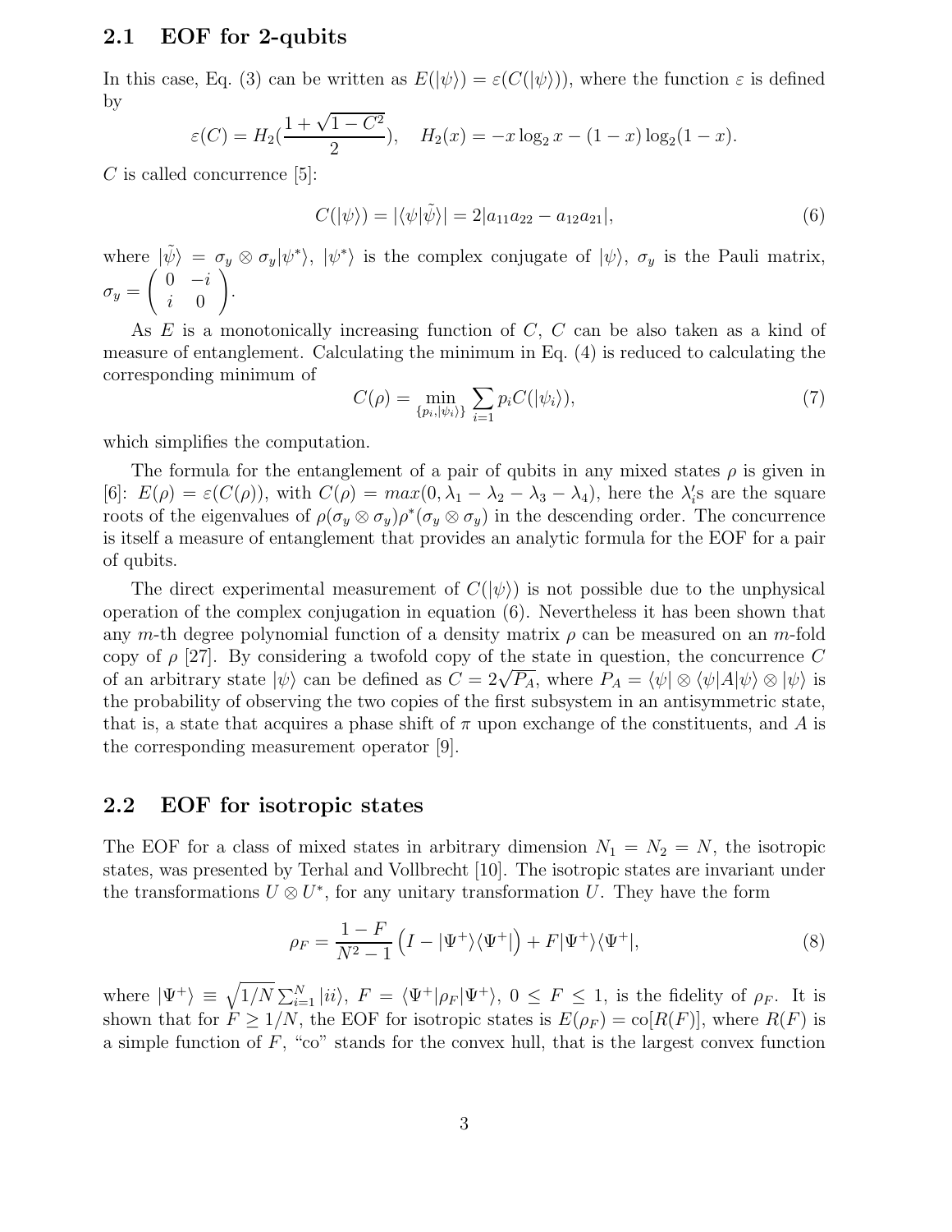## 2.1 EOF for 2-qubits

In this case, Eq. (3) can be written as $E(|\psi\rangle) = \varepsilon(C(|\psi\rangle))$, where the function $\varepsilon$ is defined by

$$\varepsilon(C) = H_2(\frac{1+\sqrt{1-C^2}}{2}), \quad H_2(x) = -x\log_2 x - (1-x)\log_2(1-x).$$

$C$ is called concurrence [5]:

$$C(|\psi\rangle) = |\langle\psi|\tilde{\psi}\rangle| = 2|a_{11}a_{22} - a_{12}a_{21}|, \tag{6}$$

where $|\tilde{\psi}\rangle = \sigma_y \otimes \sigma_y |\psi^*\rangle$, $|\psi^*\rangle$ is the complex conjugate of $|\psi\rangle$, $\sigma_y$ is the Pauli matrix, $\sigma_y = \begin{pmatrix} 0 & -i \\ i & 0 \end{pmatrix}$.

As $E$ is a monotonically increasing function of $C$, $C$ can be also taken as a kind of measure of entanglement. Calculating the minimum in Eq. (4) is reduced to calculating the corresponding minimum of

$$C(\rho) = \min_{\{p_i, |\psi_i\rangle\}} \sum_{i=1} p_i C(|\psi_i\rangle), \tag{7}$$

which simplifies the computation.

The formula for the entanglement of a pair of qubits in any mixed states $\rho$ is given in [6]: $E(\rho) = \varepsilon(C(\rho))$, with $C(\rho) = max(0, \lambda_1 - \lambda_2 - \lambda_3 - \lambda_4)$, here the $\lambda_i'$s are the square roots of the eigenvalues of $\rho(\sigma_y \otimes \sigma_y)\rho^*(\sigma_y \otimes \sigma_y)$ in the descending order. The concurrence is itself a measure of entanglement that provides an analytic formula for the EOF for a pair of qubits.

The direct experimental measurement of $C(|\psi\rangle)$ is not possible due to the unphysical operation of the complex conjugation in equation (6). Nevertheless it has been shown that any $m$-th degree polynomial function of a density matrix $\rho$ can be measured on an $m$-fold copy of $\rho$ [27]. By considering a twofold copy of the state in question, the concurrence $C$ of an arbitrary state $|\psi\rangle$ can be defined as $C = 2\sqrt{P_A}$, where $P_A = \langle\psi| \otimes \langle\psi|A|\psi\rangle \otimes |\psi\rangle$ is the probability of observing the two copies of the first subsystem in an antisymmetric state, that is, a state that acquires a phase shift of $\pi$ upon exchange of the constituents, and $A$ is the corresponding measurement operator [9].

## 2.2 EOF for isotropic states

The EOF for a class of mixed states in arbitrary dimension $N_1 = N_2 = N$, the isotropic states, was presented by Terhal and Vollbrecht [10]. The isotropic states are invariant under the transformations $U \otimes U^*$, for any unitary transformation $U$. They have the form

$$\rho_F = \frac{1-F}{N^2-1}\Big(I - |\Psi^+\rangle\langle\Psi^+|\Big) + F|\Psi^+\rangle\langle\Psi^+|, \tag{8}$$

where $|\Psi^+\rangle \equiv \sqrt{1/N}\sum_{i=1}^{N}|ii\rangle$, $F = \langle\Psi^+|\rho_F|\Psi^+\rangle$, $0 \leq F \leq 1$, is the fidelity of $\rho_F$. It is shown that for $F \geq 1/N$, the EOF for isotropic states is $E(\rho_F) = \text{co}[R(F)]$, where $R(F)$ is a simple function of $F$, "co" stands for the convex hull, that is the largest convex function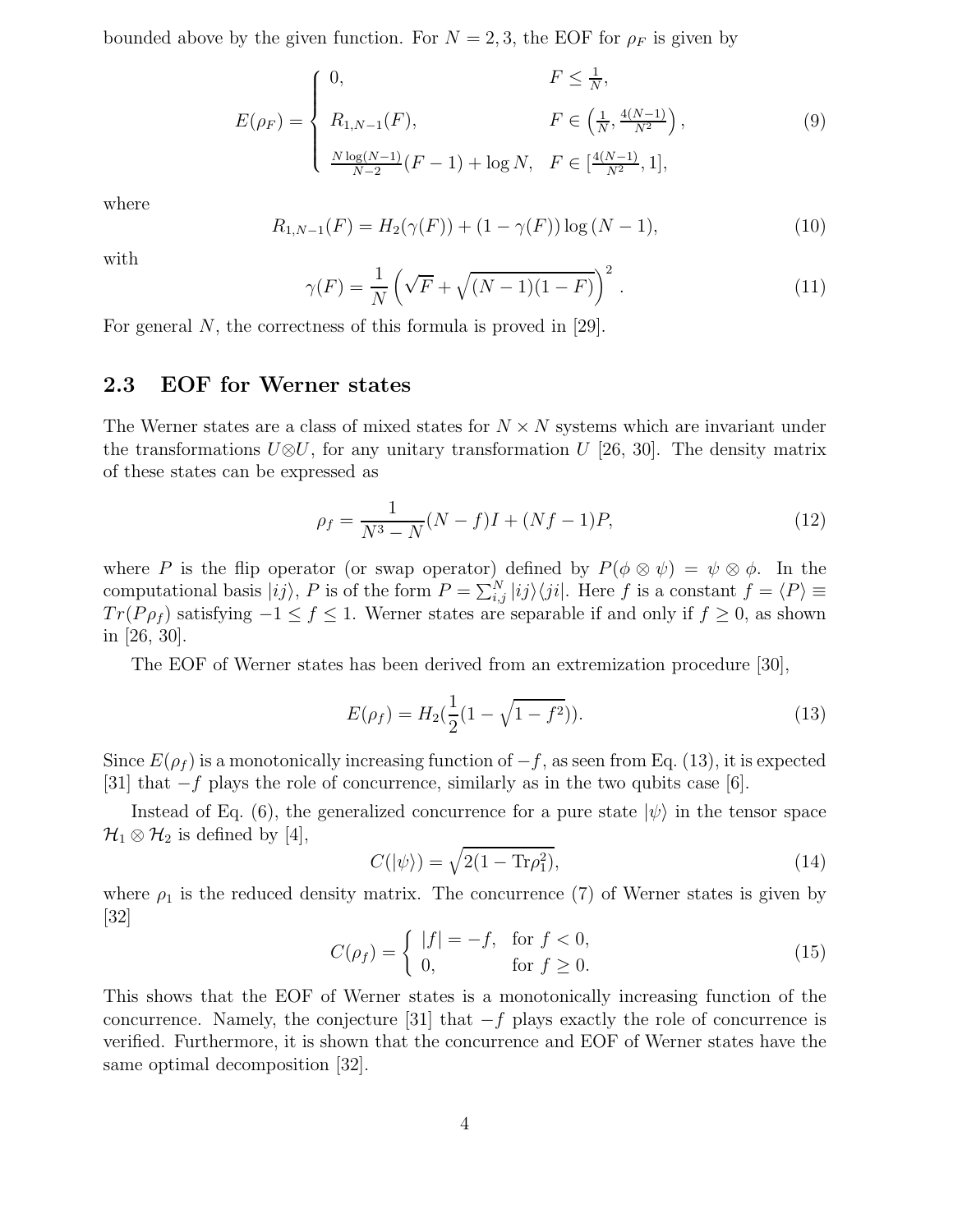bounded above by the given function. For $N = 2, 3$, the EOF for $\rho_F$ is given by

$$E(\rho_F) = \begin{cases} 0, & F \leq \frac{1}{N}, \\ R_{1,N-1}(F), & F \in \left(\frac{1}{N}, \frac{4(N-1)}{N^2}\right), \\ \frac{N\log(N-1)}{N-2}(F-1) + \log N, & F \in [\frac{4(N-1)}{N^2}, 1], \end{cases} \tag{9}$$

where

$$R_{1,N-1}(F) = H_2(\gamma(F)) + (1-\gamma(F))\log{(N-1)}, \tag{10}$$

with

$$\gamma(F) = \frac{1}{N}\left(\sqrt{F} + \sqrt{(N-1)(1-F)}\right)^2. \tag{11}$$

For general $N$, the correctness of this formula is proved in [29].

### 2.3 EOF for Werner states

The Werner states are a class of mixed states for $N \times N$ systems which are invariant under the transformations $U \otimes U$, for any unitary transformation $U$ [26, 30]. The density matrix of these states can be expressed as

$$\rho_f = \frac{1}{N^3 - N}(N-f)I + (Nf-1)P, \tag{12}$$

where $P$ is the flip operator (or swap operator) defined by $P(\phi \otimes \psi) = \psi \otimes \phi$. In the computational basis $|ij\rangle$, $P$ is of the form $P = \sum_{i,j}^{N} |ij\rangle\langle ji|$. Here $f$ is a constant $f = \langle P \rangle \equiv Tr(P\rho_f)$ satisfying $-1 \leq f \leq 1$. Werner states are separable if and only if $f \geq 0$, as shown in [26, 30].

The EOF of Werner states has been derived from an extremization procedure [30],

$$E(\rho_f) = H_2(\frac{1}{2}(1 - \sqrt{1-f^2})). \tag{13}$$

Since $E(\rho_f)$ is a monotonically increasing function of $-f$, as seen from Eq. (13), it is expected [31] that $-f$ plays the role of concurrence, similarly as in the two qubits case [6].

Instead of Eq. (6), the generalized concurrence for a pure state $|\psi\rangle$ in the tensor space $\mathcal{H}_1 \otimes \mathcal{H}_2$ is defined by [4],

$$C(|\psi\rangle) = \sqrt{2(1 - \mathrm{Tr}\rho_1^2)}, \tag{14}$$

where $\rho_1$ is the reduced density matrix. The concurrence (7) of Werner states is given by [32]

$$C(\rho_f) = \begin{cases} |f| = -f, & \text{for } f < 0, \\ 0, & \text{for } f \geq 0. \end{cases} \tag{15}$$

This shows that the EOF of Werner states is a monotonically increasing function of the concurrence. Namely, the conjecture [31] that $-f$ plays exactly the role of concurrence is verified. Furthermore, it is shown that the concurrence and EOF of Werner states have the same optimal decomposition [32].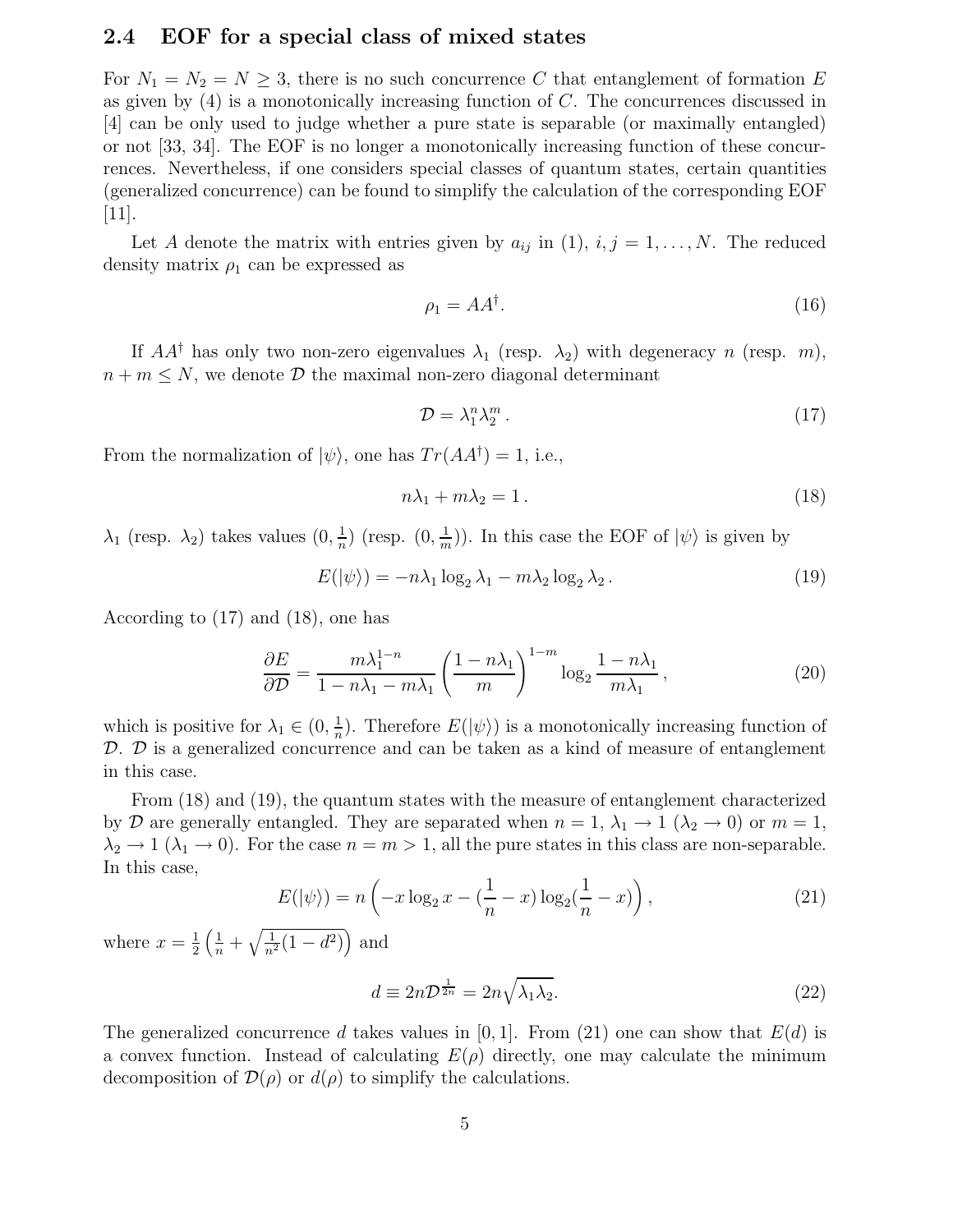### 2.4 EOF for a special class of mixed states

For $N_1 = N_2 = N \geq 3$, there is no such concurrence $C$ that entanglement of formation $E$ as given by (4) is a monotonically increasing function of $C$. The concurrences discussed in [4] can be only used to judge whether a pure state is separable (or maximally entangled) or not [33, 34]. The EOF is no longer a monotonically increasing function of these concurrences. Nevertheless, if one considers special classes of quantum states, certain quantities (generalized concurrence) can be found to simplify the calculation of the corresponding EOF [11].

Let $A$ denote the matrix with entries given by $a_{ij}$ in (1), $i, j = 1, \ldots, N$. The reduced density matrix $\rho_1$ can be expressed as

$$\rho_1 = AA^\dagger. \tag{16}$$

If $AA^\dagger$ has only two non-zero eigenvalues $\lambda_1$ (resp. $\lambda_2$) with degeneracy $n$ (resp. $m$), $n + m \leq N$, we denote $\mathcal{D}$ the maximal non-zero diagonal determinant

$$\mathcal{D} = \lambda_1^n \lambda_2^m \,. \tag{17}$$

From the normalization of $|\psi\rangle$, one has $Tr(AA^\dagger) = 1$, i.e.,

$$n\lambda_1 + m\lambda_2 = 1 \,. \tag{18}$$

$\lambda_1$ (resp. $\lambda_2$) takes values $(0, \frac{1}{n})$ (resp. $(0, \frac{1}{m})$). In this case the EOF of $|\psi\rangle$ is given by

$$E(|\psi\rangle) = -n\lambda_1 \log_2 \lambda_1 - m\lambda_2 \log_2 \lambda_2 \,. \tag{19}$$

According to (17) and (18), one has

$$\frac{\partial E}{\partial \mathcal{D}} = \frac{m\lambda_1^{1-n}}{1 - n\lambda_1 - m\lambda_1} \left( \frac{1 - n\lambda_1}{m} \right)^{1-m} \log_2 \frac{1 - n\lambda_1}{m\lambda_1} \,, \tag{20}$$

which is positive for $\lambda_1 \in (0, \frac{1}{n})$. Therefore $E(|\psi\rangle)$ is a monotonically increasing function of $\mathcal{D}$. $\mathcal{D}$ is a generalized concurrence and can be taken as a kind of measure of entanglement in this case.

From (18) and (19), the quantum states with the measure of entanglement characterized by $\mathcal{D}$ are generally entangled. They are separated when $n = 1$, $\lambda_1 \to 1$ ($\lambda_2 \to 0$) or $m = 1$, $\lambda_2 \to 1$ ($\lambda_1 \to 0$). For the case $n = m > 1$, all the pure states in this class are non-separable. In this case,

$$E(|\psi\rangle) = n \left( -x \log_2 x - (\frac{1}{n} - x) \log_2 (\frac{1}{n} - x) \right) , \tag{21}$$

where $x = \frac{1}{2} \left( \frac{1}{n} + \sqrt{\frac{1}{n^2}(1 - d^2)} \right)$ and

$$d \equiv 2n\mathcal{D}^{\frac{1}{2n}} = 2n\sqrt{\lambda_1 \lambda_2}. \tag{22}$$

The generalized concurrence $d$ takes values in $[0, 1]$. From (21) one can show that $E(d)$ is a convex function. Instead of calculating $E(\rho)$ directly, one may calculate the minimum decomposition of $\mathcal{D}(\rho)$ or $d(\rho)$ to simplify the calculations.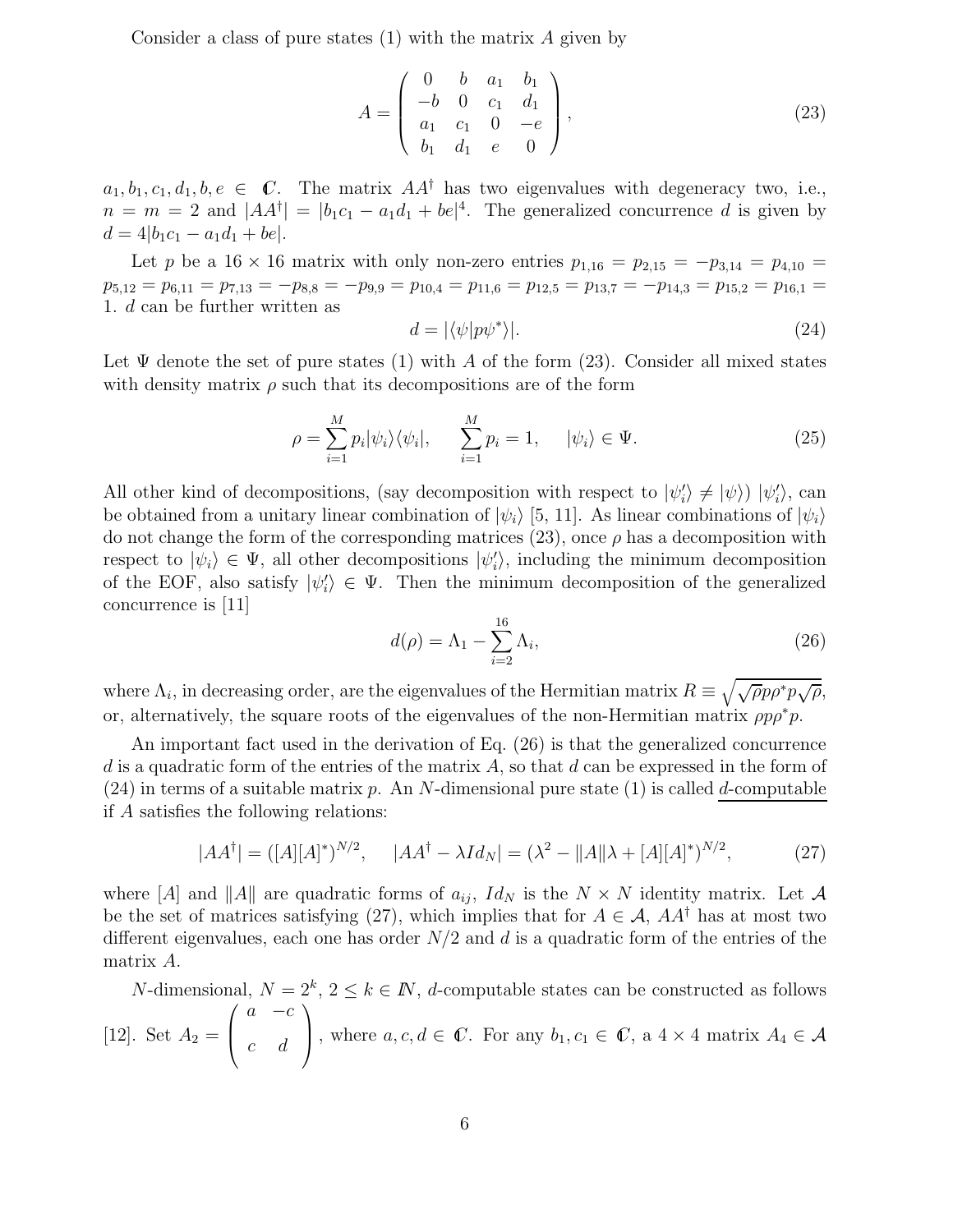Consider a class of pure states (1) with the matrix $A$ given by

$$
A = \begin{pmatrix} 0 & b & a_1 & b_1 \\ -b & 0 & c_1 & d_1 \\ a_1 & c_1 & 0 & -e \\ b_1 & d_1 & e & 0 \end{pmatrix}, \tag{23}
$$

$a_1, b_1, c_1, d_1, b, e \in \mathbb{C}$. The matrix $AA^\dagger$ has two eigenvalues with degeneracy two, i.e., $n = m = 2$ and $|AA^\dagger| = |b_1c_1 - a_1d_1 + be|^4$. The generalized concurrence $d$ is given by $d = 4|b_1c_1 - a_1d_1 + be|$.

Let $p$ be a $16 \times 16$ matrix with only non-zero entries $p_{1,16} = p_{2,15} = -p_{3,14} = p_{4,10} = p_{5,12} = p_{6,11} = p_{7,13} = -p_{8,8} = -p_{9,9} = p_{10,4} = p_{11,6} = p_{12,5} = p_{13,7} = -p_{14,3} = p_{15,2} = p_{16,1} = 1$. $d$ can be further written as

$$
d = |\langle \psi | p \psi^* \rangle|. \tag{24}
$$

Let $\Psi$ denote the set of pure states (1) with $A$ of the form (23). Consider all mixed states with density matrix $\rho$ such that its decompositions are of the form

$$
\rho = \sum_{i=1}^{M} p_i |\psi_i\rangle\langle\psi_i|, \qquad \sum_{i=1}^{M} p_i = 1, \qquad |\psi_i\rangle \in \Psi. \tag{25}
$$

All other kind of decompositions, (say decomposition with respect to $|\psi_i'\rangle \neq |\psi\rangle$) $|\psi_i'\rangle$, can be obtained from a unitary linear combination of $|\psi_i\rangle$ [5, 11]. As linear combinations of $|\psi_i\rangle$ do not change the form of the corresponding matrices (23), once $\rho$ has a decomposition with respect to $|\psi_i\rangle \in \Psi$, all other decompositions $|\psi_i'\rangle$, including the minimum decomposition of the EOF, also satisfy $|\psi_i'\rangle \in \Psi$. Then the minimum decomposition of the generalized concurrence is [11]

$$
d(\rho) = \Lambda_1 - \sum_{i=2}^{16} \Lambda_i, \tag{26}
$$

where $\Lambda_i$, in decreasing order, are the eigenvalues of the Hermitian matrix $R \equiv \sqrt{\sqrt{\rho} p \rho^* p \sqrt{\rho}}$, or, alternatively, the square roots of the eigenvalues of the non-Hermitian matrix $\rho p \rho^* p$.

An important fact used in the derivation of Eq. (26) is that the generalized concurrence $d$ is a quadratic form of the entries of the matrix $A$, so that $d$ can be expressed in the form of (24) in terms of a suitable matrix $p$. An $N$-dimensional pure state (1) is called <u>$d$-computable</u> if $A$ satisfies the following relations:

$$
|AA^\dagger| = ([A][A]^*)^{N/2}, \quad |AA^\dagger - \lambda Id_N| = (\lambda^2 - \|A\|\lambda + [A][A]^*)^{N/2}, \tag{27}
$$

where $[A]$ and $\|A\|$ are quadratic forms of $a_{ij}$, $Id_N$ is the $N \times N$ identity matrix. Let $\mathcal{A}$ be the set of matrices satisfying (27), which implies that for $A \in \mathcal{A}$, $AA^\dagger$ has at most two different eigenvalues, each one has order $N/2$ and $d$ is a quadratic form of the entries of the matrix $A$.

$N$-dimensional, $N = 2^k$, $2 \le k \in \mathbb{N}$, $d$-computable states can be constructed as follows [12]. Set $A_2 = \begin{pmatrix} a & -c \\ c & d \end{pmatrix}$, where $a, c, d \in \mathbb{C}$. For any $b_1, c_1 \in \mathbb{C}$, a $4 \times 4$ matrix $A_4 \in \mathcal{A}$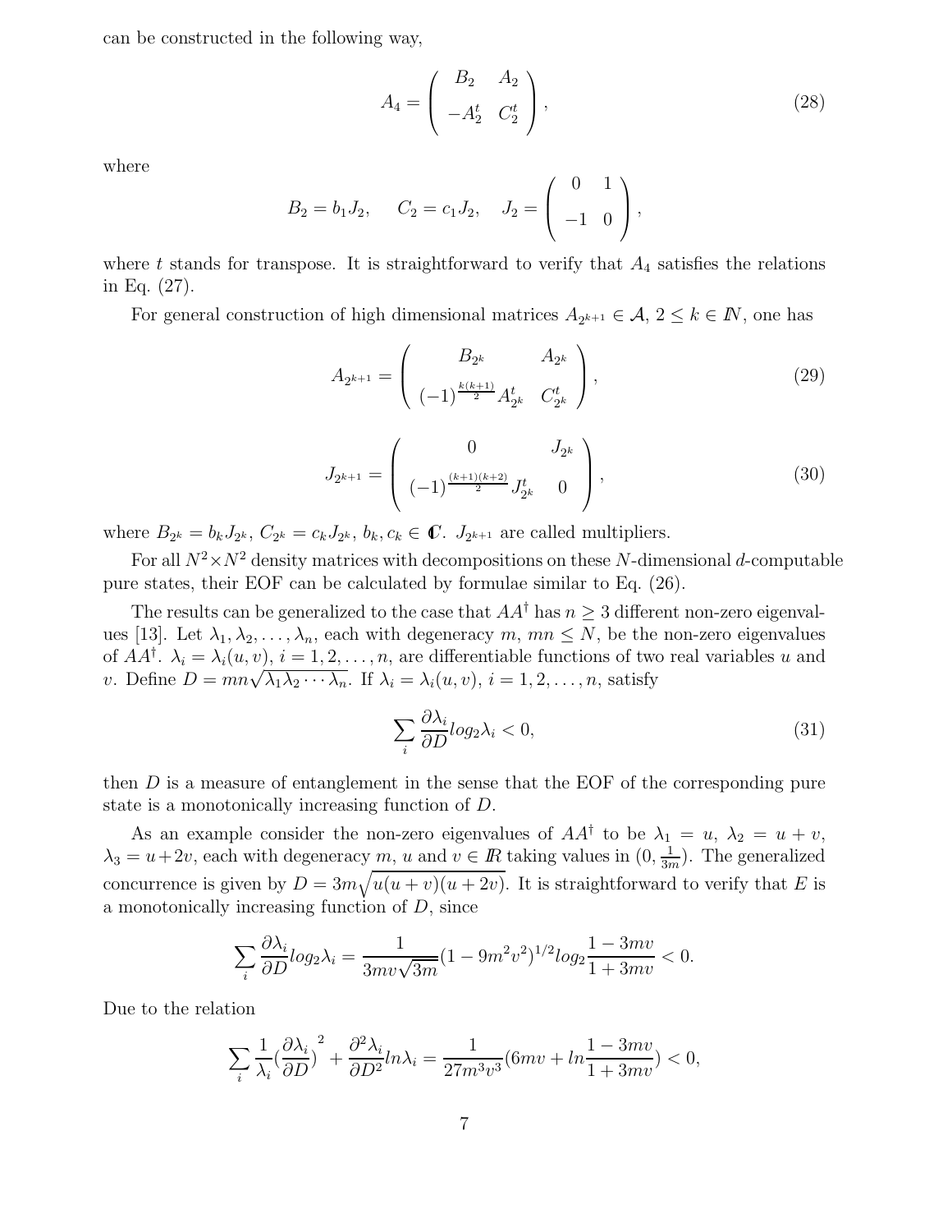can be constructed in the following way,

$$
A_4 = \begin{pmatrix} B_2 & A_2 \\ -A_2^t & C_2^t \end{pmatrix}, \tag{28}
$$

where

$$
B_2 = b_1 J_2, \quad C_2 = c_1 J_2, \quad J_2 = \begin{pmatrix} 0 & 1 \\ -1 & 0 \end{pmatrix},
$$

where $t$ stands for transpose. It is straightforward to verify that $A_4$ satisfies the relations in Eq. (27).

For general construction of high dimensional matrices $A_{2^{k+1}} \in \mathcal{A}$, $2 \leq k \in I\!N$, one has

$$
A_{2^{k+1}} = \begin{pmatrix} B_{2^k} & A_{2^k} \\ (-1)^{\frac{k(k+1)}{2}} A_{2^k}^t & C_{2^k}^t \end{pmatrix}, \tag{29}
$$

$$
J_{2^{k+1}} = \begin{pmatrix} 0 & J_{2^k} \\ (-1)^{\frac{(k+1)(k+2)}{2}} J_{2^k}^t & 0 \end{pmatrix}, \tag{30}
$$

where $B_{2^k} = b_k J_{2^k}$, $C_{2^k} = c_k J_{2^k}$, $b_k, c_k \in \mathbb{C}$. $J_{2^{k+1}}$ are called multipliers.

For all $N^2 \times N^2$ density matrices with decompositions on these $N$-dimensional $d$-computable pure states, their EOF can be calculated by formulae similar to Eq. (26).

The results can be generalized to the case that $AA^\dagger$ has $n \geq 3$ different non-zero eigenvalues [13]. Let $\lambda_1, \lambda_2, \ldots, \lambda_n$, each with degeneracy $m$, $mn \leq N$, be the non-zero eigenvalues of $AA^\dagger$. $\lambda_i = \lambda_i(u,v)$, $i = 1, 2, \ldots, n$, are differentiable functions of two real variables $u$ and $v$. Define $D = mn\sqrt{\lambda_1 \lambda_2 \cdots \lambda_n}$. If $\lambda_i = \lambda_i(u,v)$, $i = 1, 2, \ldots, n$, satisfy

$$
\sum_i \frac{\partial \lambda_i}{\partial D} log_2 \lambda_i < 0, \tag{31}
$$

then $D$ is a measure of entanglement in the sense that the EOF of the corresponding pure state is a monotonically increasing function of $D$.

As an example consider the non-zero eigenvalues of $AA^\dagger$ to be $\lambda_1 = u$, $\lambda_2 = u + v$, $\lambda_3 = u + 2v$, each with degeneracy $m$, $u$ and $v \in I\!R$ taking values in $(0, \frac{1}{3m})$. The generalized concurrence is given by $D = 3m\sqrt{u(u+v)(u+2v)}$. It is straightforward to verify that $E$ is a monotonically increasing function of $D$, since

$$
\sum_i \frac{\partial \lambda_i}{\partial D} log_2 \lambda_i = \frac{1}{3mv\sqrt{3m}} (1 - 9m^2 v^2)^{1/2} log_2 \frac{1 - 3mv}{1 + 3mv} < 0.
$$

Due to the relation

$$
\sum_i \frac{1}{\lambda_i} (\frac{\partial \lambda_i}{\partial D})^2 + \frac{\partial^2 \lambda_i}{\partial D^2} ln \lambda_i = \frac{1}{27m^3 v^3} (6mv + ln \frac{1 - 3mv}{1 + 3mv}) < 0,
$$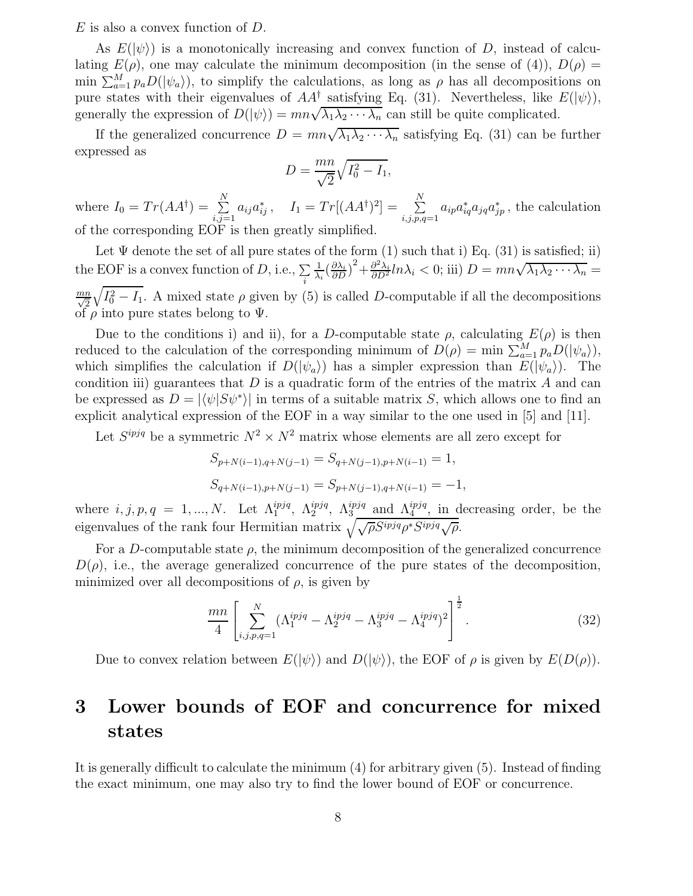$E$ is also a convex function of $D$.

As $E(|\psi\rangle)$ is a monotonically increasing and convex function of $D$, instead of calculating $E(\rho)$, one may calculate the minimum decomposition (in the sense of (4)), $D(\rho) = \min \sum_{a=1}^{M} p_a D(|\psi_a\rangle)$, to simplify the calculations, as long as $\rho$ has all decompositions on pure states with their eigenvalues of $AA^\dagger$ satisfying Eq. (31). Nevertheless, like $E(|\psi\rangle)$, generally the expression of $D(|\psi\rangle) = mn\sqrt{\lambda_1\lambda_2\cdots\lambda_n}$ can still be quite complicated.

If the generalized concurrence $D = mn\sqrt{\lambda_1\lambda_2\cdots\lambda_n}$ satisfying Eq. (31) can be further expressed as

$$D = \frac{mn}{\sqrt{2}}\sqrt{I_0^2 - I_1},$$

where $I_0 = Tr(AA^\dagger) = \sum\limits_{i,j=1}^{N} a_{ij}a_{ij}^*$, $\quad I_1 = Tr[(AA^\dagger)^2] = \sum\limits_{i,j,p,q=1}^{N} a_{ip}a_{iq}^*a_{jq}a_{jp}^*$, the calculation of the corresponding EOF is then greatly simplified.

Let $\Psi$ denote the set of all pure states of the form (1) such that i) Eq. (31) is satisfied; ii) the EOF is a convex function of $D$, i.e., $\sum\limits_i \frac{1}{\lambda_i}(\frac{\partial\lambda_i}{\partial D})^2 + \frac{\partial^2\lambda_i}{\partial D^2} ln\lambda_i < 0$; iii) $D = mn\sqrt{\lambda_1\lambda_2\cdots\lambda_n} = \frac{mn}{\sqrt{2}}\sqrt{I_0^2 - I_1}$. A mixed state $\rho$ given by (5) is called $D$-computable if all the decompositions of $\rho$ into pure states belong to $\Psi$.

Due to the conditions i) and ii), for a $D$-computable state $\rho$, calculating $E(\rho)$ is then reduced to the calculation of the corresponding minimum of $D(\rho) = \min \sum_{a=1}^{M} p_a D(|\psi_a\rangle)$, which simplifies the calculation if $D(|\psi_a\rangle)$ has a simpler expression than $E(|\psi_a\rangle)$. The condition iii) guarantees that $D$ is a quadratic form of the entries of the matrix $A$ and can be expressed as $D = |\langle\psi|S\psi^*\rangle|$ in terms of a suitable matrix $S$, which allows one to find an explicit analytical expression of the EOF in a way similar to the one used in [5] and [11].

Let $S^{ipjq}$ be a symmetric $N^2 \times N^2$ matrix whose elements are all zero except for

$$S_{p+N(i-1),q+N(j-1)} = S_{q+N(j-1),p+N(i-1)} = 1,$$

$$S_{q+N(i-1),p+N(j-1)} = S_{p+N(j-1),q+N(i-1)} = -1,$$

where $i,j,p,q = 1,...,N$. Let $\Lambda_1^{ipjq}$, $\Lambda_2^{ipjq}$, $\Lambda_3^{ipjq}$ and $\Lambda_4^{ipjq}$, in decreasing order, be the eigenvalues of the rank four Hermitian matrix $\sqrt{\sqrt{\rho}S^{ipjq}\rho^*S^{ipjq}\sqrt{\rho}}$.

For a $D$-computable state $\rho$, the minimum decomposition of the generalized concurrence $D(\rho)$, i.e., the average generalized concurrence of the pure states of the decomposition, minimized over all decompositions of $\rho$, is given by

$$\frac{mn}{4}\left[\sum_{i,j,p,q=1}^{N}(\Lambda_1^{ipjq} - \Lambda_2^{ipjq} - \Lambda_3^{ipjq} - \Lambda_4^{ipjq})^2\right]^{\frac{1}{2}}. \tag{32}$$

Due to convex relation between $E(|\psi\rangle)$ and $D(|\psi\rangle)$, the EOF of $\rho$ is given by $E(D(\rho))$.

# 3 Lower bounds of EOF and concurrence for mixed states

It is generally difficult to calculate the minimum (4) for arbitrary given (5). Instead of finding the exact minimum, one may also try to find the lower bound of EOF or concurrence.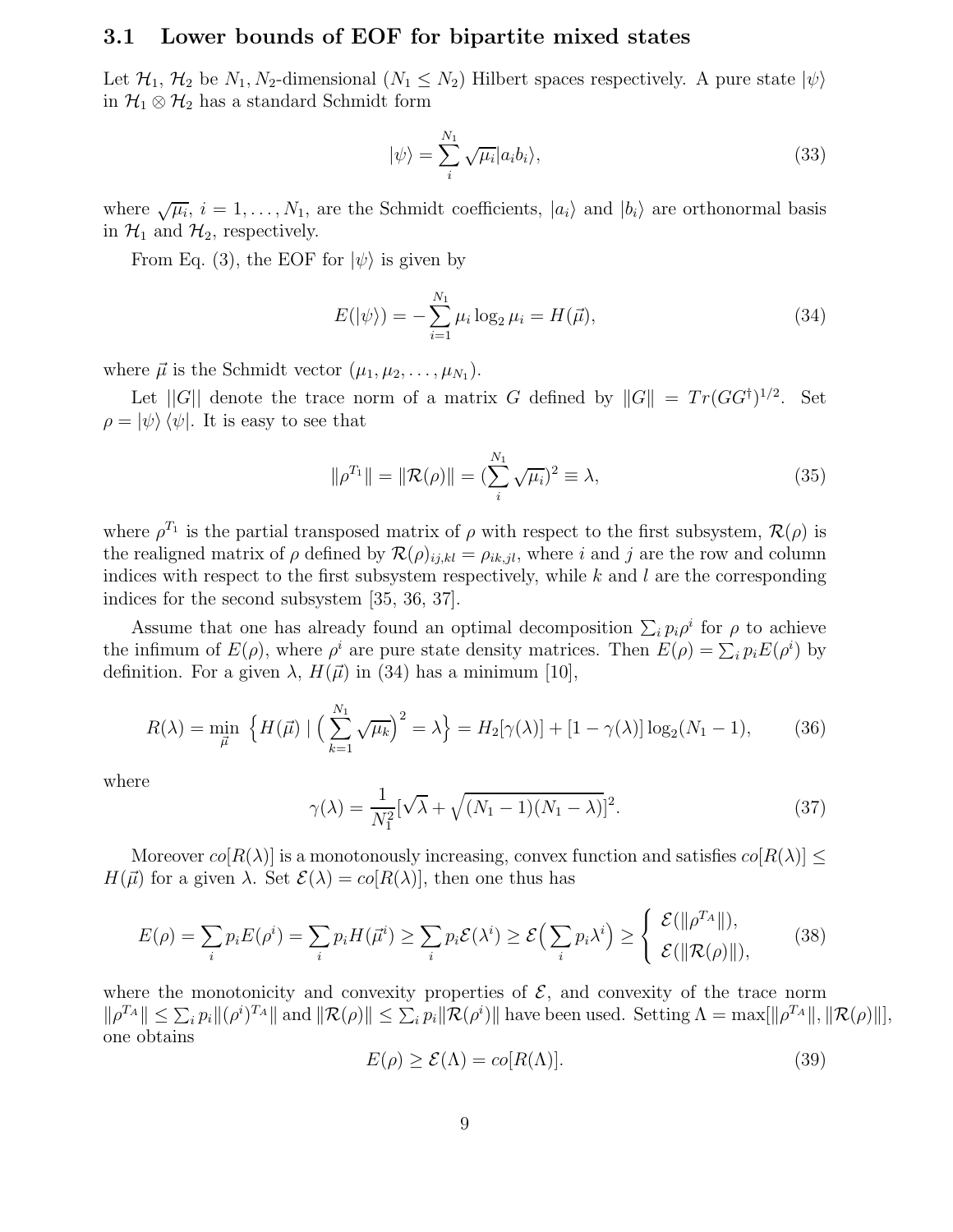### 3.1 Lower bounds of EOF for bipartite mixed states

Let $\mathcal{H}_1$, $\mathcal{H}_2$ be $N_1, N_2$-dimensional ($N_1 \leq N_2$) Hilbert spaces respectively. A pure state $|\psi\rangle$ in $\mathcal{H}_1 \otimes \mathcal{H}_2$ has a standard Schmidt form

$$
|\psi\rangle = \sum_{i}^{N_1} \sqrt{\mu_i} |a_i b_i\rangle, \tag{33}
$$

where $\sqrt{\mu_i}$, $i = 1, \ldots, N_1$, are the Schmidt coefficients, $|a_i\rangle$ and $|b_i\rangle$ are orthonormal basis in $\mathcal{H}_1$ and $\mathcal{H}_2$, respectively.

From Eq. (3), the EOF for $|\psi\rangle$ is given by

$$
E(|\psi\rangle) = -\sum_{i=1}^{N_1} \mu_i \log_2 \mu_i = H(\vec{\mu}), \tag{34}
$$

where $\vec{\mu}$ is the Schmidt vector $(\mu_1, \mu_2, \ldots, \mu_{N_1})$.

Let $||G||$ denote the trace norm of a matrix $G$ defined by $\|G\| = Tr(GG^\dagger)^{1/2}$. Set $\rho = |\psi\rangle\langle\psi|$. It is easy to see that

$$
\|\rho^{T_1}\| = \|\mathcal{R}(\rho)\| = (\sum_{i}^{N_1} \sqrt{\mu_i})^2 \equiv \lambda, \tag{35}
$$

where $\rho^{T_1}$ is the partial transposed matrix of $\rho$ with respect to the first subsystem, $\mathcal{R}(\rho)$ is the realigned matrix of $\rho$ defined by $\mathcal{R}(\rho)_{ij,kl} = \rho_{ik,jl}$, where $i$ and $j$ are the row and column indices with respect to the first subsystem respectively, while $k$ and $l$ are the corresponding indices for the second subsystem [35, 36, 37].

Assume that one has already found an optimal decomposition $\sum_i p_i \rho^i$ for $\rho$ to achieve the infimum of $E(\rho)$, where $\rho^i$ are pure state density matrices. Then $E(\rho) = \sum_i p_i E(\rho^i)$ by definition. For a given $\lambda$, $H(\vec{\mu})$ in (34) has a minimum [10],

$$
R(\lambda) = \min_{\vec{\mu}} \left\{ H(\vec{\mu}) \mid \Big( \sum_{k=1}^{N_1} \sqrt{\mu_k} \Big)^2 = \lambda \right\} = H_2[\gamma(\lambda)] + [1 - \gamma(\lambda)] \log_2(N_1 - 1), \tag{36}
$$

where

$$
\gamma(\lambda) = \frac{1}{N_1^2} [\sqrt{\lambda} + \sqrt{(N_1 - 1)(N_1 - \lambda)}]^2. \tag{37}
$$

Moreover $co[R(\lambda)]$ is a monotonously increasing, convex function and satisfies $co[R(\lambda)] \leq H(\vec{\mu})$ for a given $\lambda$. Set $\mathcal{E}(\lambda) = co[R(\lambda)]$, then one thus has

$$
E(\rho) = \sum_i p_i E(\rho^i) = \sum_i p_i H(\vec{\mu}^i) \geq \sum_i p_i \mathcal{E}(\lambda^i) \geq \mathcal{E}\Big( \sum_i p_i \lambda^i \Big) \geq \left\{ \begin{array}{l} \mathcal{E}(\|\rho^{T_A}\|), \\ \mathcal{E}(\|\mathcal{R}(\rho)\|), \end{array} \right. \tag{38}
$$

where the monotonicity and convexity properties of $\mathcal{E}$, and convexity of the trace norm $\|\rho^{T_A}\| \leq \sum_i p_i \|(\rho^i)^{T_A}\|$ and $\|\mathcal{R}(\rho)\| \leq \sum_i p_i \|\mathcal{R}(\rho^i)\|$ have been used. Setting $\Lambda = \max[\|\rho^{T_A}\|, \|\mathcal{R}(\rho)\|]$, one obtains

$$
E(\rho) \geq \mathcal{E}(\Lambda) = co[R(\Lambda)]. \tag{39}
$$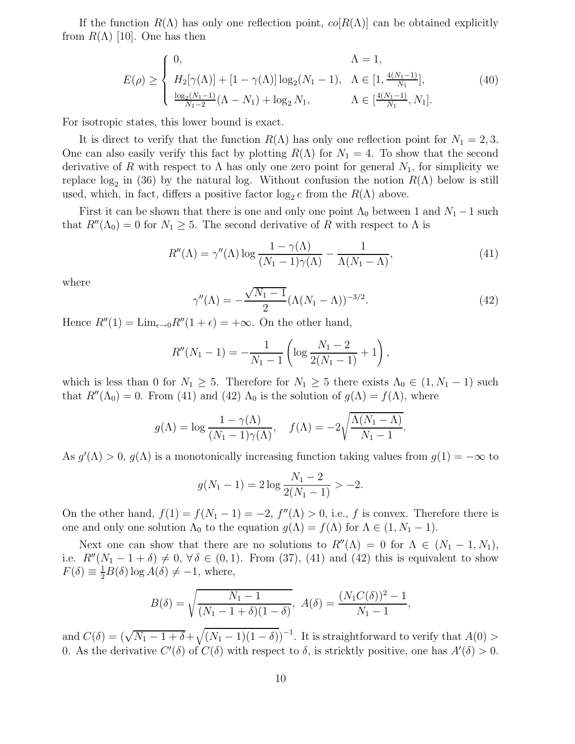If the function $R(\Lambda)$ has only one reflection point, $co[R(\Lambda)]$ can be obtained explicitly from $R(\Lambda)$ [10]. One has then

$$E(\rho) \geq \begin{cases} 0, & \Lambda = 1, \\ H_2[\gamma(\Lambda)] + [1-\gamma(\Lambda)]\log_2(N_1-1), & \Lambda \in [1, \frac{4(N_1-1)}{N_1}], \\ \frac{\log_2(N_1-1)}{N_1-2}(\Lambda - N_1) + \log_2 N_1, & \Lambda \in [\frac{4(N_1-1)}{N_1}, N_1]. \end{cases} \tag{40}$$

For isotropic states, this lower bound is exact.

It is direct to verify that the function $R(\Lambda)$ has only one reflection point for $N_1 = 2, 3$. One can also easily verify this fact by plotting $R(\Lambda)$ for $N_1 = 4$. To show that the second derivative of $R$ with respect to $\Lambda$ has only one zero point for general $N_1$, for simplicity we replace $\log_2$ in (36) by the natural log. Without confusion the notion $R(\Lambda)$ below is still used, which, in fact, differs a positive factor $\log_2 e$ from the $R(\Lambda)$ above.

First it can be shown that there is one and only one point $\Lambda_0$ between 1 and $N_1 - 1$ such that $R''(\Lambda_0) = 0$ for $N_1 \geq 5$. The second derivative of $R$ with respect to $\Lambda$ is

$$R''(\Lambda) = \gamma''(\Lambda)\log\frac{1-\gamma(\Lambda)}{(N_1-1)\gamma(\Lambda)} - \frac{1}{\Lambda(N_1-\Lambda)}, \tag{41}$$

where

$$\gamma''(\Lambda) = -\frac{\sqrt{N_1-1}}{2}(\Lambda(N_1-\Lambda))^{-3/2}. \tag{42}$$

Hence $R''(1) = \mathrm{Lim}_{\epsilon\to 0}R''(1+\epsilon) = +\infty$. On the other hand,

$$R''(N_1-1) = -\frac{1}{N_1-1}\left(\log\frac{N_1-2}{2(N_1-1)} + 1\right),$$

which is less than 0 for $N_1 \geq 5$. Therefore for $N_1 \geq 5$ there exists $\Lambda_0 \in (1, N_1-1)$ such that $R''(\Lambda_0) = 0$. From (41) and (42) $\Lambda_0$ is the solution of $g(\Lambda) = f(\Lambda)$, where

$$g(\Lambda) = \log\frac{1-\gamma(\Lambda)}{(N_1-1)\gamma(\Lambda)}, \quad f(\Lambda) = -2\sqrt{\frac{\Lambda(N_1-\Lambda)}{N_1-1}}.$$

As $g'(\Lambda) > 0$, $g(\Lambda)$ is a monotonically increasing function taking values from $g(1) = -\infty$ to

$$g(N_1-1) = 2\log\frac{N_1-2}{2(N_1-1)} > -2.$$

On the other hand, $f(1) = f(N_1-1) = -2$, $f''(\Lambda) > 0$, i.e., $f$ is convex. Therefore there is one and only one solution $\Lambda_0$ to the equation $g(\Lambda) = f(\Lambda)$ for $\Lambda \in (1, N_1-1)$.

Next one can show that there are no solutions to $R''(\Lambda) = 0$ for $\Lambda \in (N_1-1, N_1)$, i.e. $R''(N_1-1+\delta) \neq 0$, $\forall\, \delta \in (0,1)$. From (37), (41) and (42) this is equivalent to show $F(\delta) \equiv \frac{1}{2}B(\delta)\log A(\delta) \neq -1$, where,

$$B(\delta) = \sqrt{\frac{N_1-1}{(N_1-1+\delta)(1-\delta)}},\ A(\delta) = \frac{(N_1C(\delta))^2-1}{N_1-1},$$

and $C(\delta) = (\sqrt{N_1-1+\delta} + \sqrt{(N_1-1)(1-\delta)})^{-1}$. It is straightforward to verify that $A(0) > 0$. As the derivative $C'(\delta)$ of $C(\delta)$ with respect to $\delta$, is stricktly positive, one has $A'(\delta) > 0$.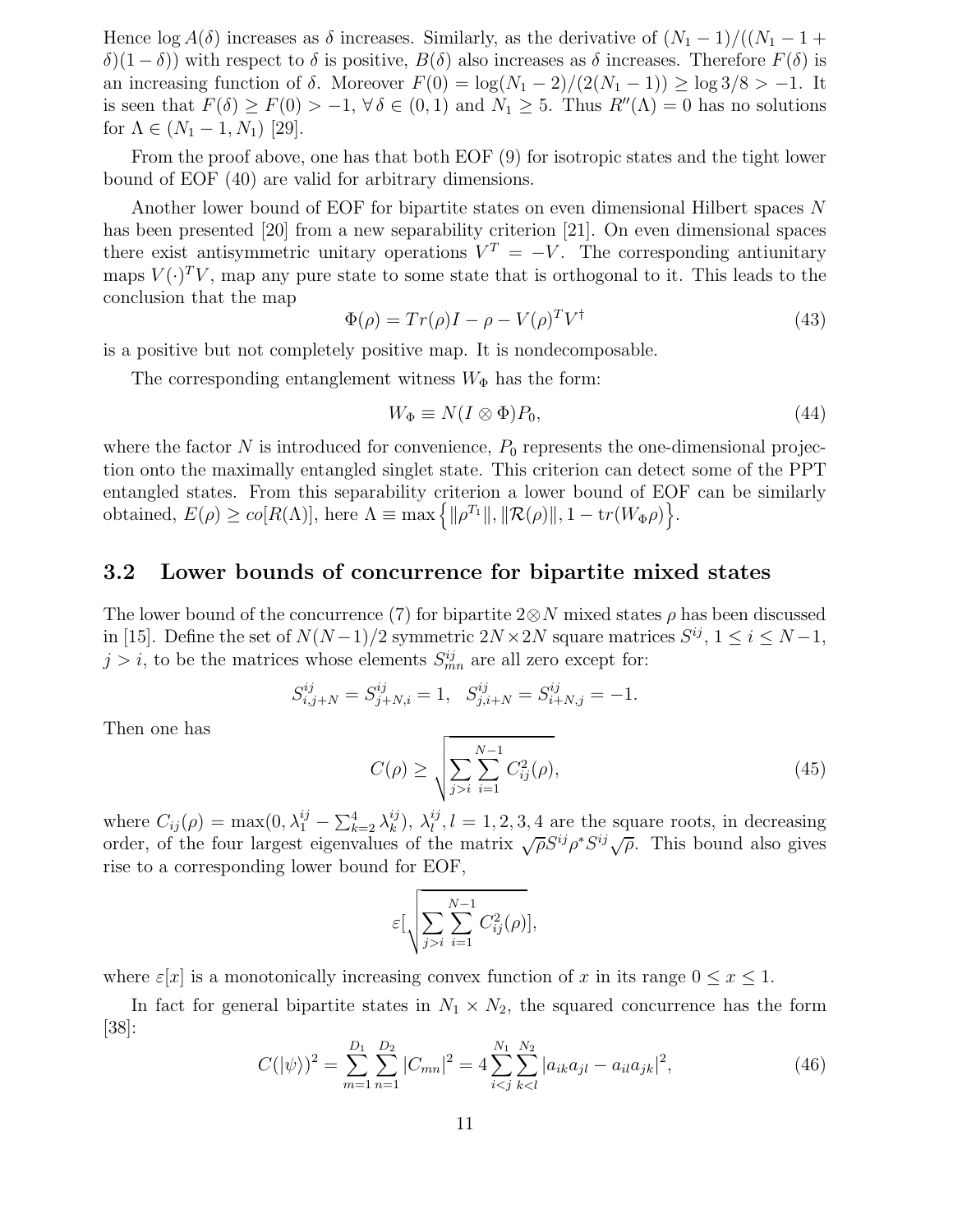Hence $\log A(\delta)$ increases as $\delta$ increases. Similarly, as the derivative of $(N_1-1)/((N_1-1+\delta)(1-\delta))$ with respect to $\delta$ is positive, $B(\delta)$ also increases as $\delta$ increases. Therefore $F(\delta)$ is an increasing function of $\delta$. Moreover $F(0) = \log(N_1-2)/(2(N_1-1)) \geq \log 3/8 > -1$. It is seen that $F(\delta) \geq F(0) > -1$, $\forall\, \delta \in (0,1)$ and $N_1 \geq 5$. Thus $R''(\Lambda) = 0$ has no solutions for $\Lambda \in (N_1-1, N_1)$ [29].

From the proof above, one has that both EOF (9) for isotropic states and the tight lower bound of EOF (40) are valid for arbitrary dimensions.

Another lower bound of EOF for bipartite states on even dimensional Hilbert spaces $N$ has been presented [20] from a new separability criterion [21]. On even dimensional spaces there exist antisymmetric unitary operations $V^T = -V$. The corresponding antiunitary maps $V(\cdot)^T V$, map any pure state to some state that is orthogonal to it. This leads to the conclusion that the map

$$\Phi(\rho) = Tr(\rho)I - \rho - V(\rho)^T V^\dagger \tag{43}$$

is a positive but not completely positive map. It is nondecomposable.

The corresponding entanglement witness $W_\Phi$ has the form:

$$W_\Phi \equiv N(I \otimes \Phi)P_0, \tag{44}$$

where the factor $N$ is introduced for convenience, $P_0$ represents the one-dimensional projection onto the maximally entangled singlet state. This criterion can detect some of the PPT entangled states. From this separability criterion a lower bound of EOF can be similarly obtained, $E(\rho) \geq co[R(\Lambda)]$, here $\Lambda \equiv \max\left\{\|\rho^{T_1}\|, \|\mathcal{R}(\rho)\|, 1 - \mathrm{tr}(W_\Phi \rho)\right\}$.

## 3.2 Lower bounds of concurrence for bipartite mixed states

The lower bound of the concurrence (7) for bipartite $2 \otimes N$ mixed states $\rho$ has been discussed in [15]. Define the set of $N(N-1)/2$ symmetric $2N \times 2N$ square matrices $S^{ij}$, $1 \leq i \leq N-1$, $j > i$, to be the matrices whose elements $S^{ij}_{mn}$ are all zero except for:

$$S^{ij}_{i,j+N} = S^{ij}_{j+N,i} = 1, \quad S^{ij}_{j,i+N} = S^{ij}_{i+N,j} = -1.$$

Then one has

$$C(\rho) \geq \sqrt{\sum_{j>i} \sum_{i=1}^{N-1} C^2_{ij}(\rho)}, \tag{45}$$

where $C_{ij}(\rho) = \max(0, \lambda^{ij}_1 - \sum_{k=2}^4 \lambda^{ij}_k)$, $\lambda^{ij}_l, l = 1,2,3,4$ are the square roots, in decreasing order, of the four largest eigenvalues of the matrix $\sqrt{\rho} S^{ij} \rho^* S^{ij} \sqrt{\rho}$. This bound also gives rise to a corresponding lower bound for EOF,

$$\varepsilon[\sqrt{\sum_{j>i} \sum_{i=1}^{N-1} C^2_{ij}(\rho)}],$$

where $\varepsilon[x]$ is a monotonically increasing convex function of $x$ in its range $0 \leq x \leq 1$.

In fact for general bipartite states in $N_1 \times N_2$, the squared concurrence has the form [38]:

$$C(|\psi\rangle)^2 = \sum_{m=1}^{D_1} \sum_{n=1}^{D_2} |C_{mn}|^2 = 4 \sum_{i<j}^{N_1} \sum_{k<l}^{N_2} |a_{ik}a_{jl} - a_{il}a_{jk}|^2, \tag{46}$$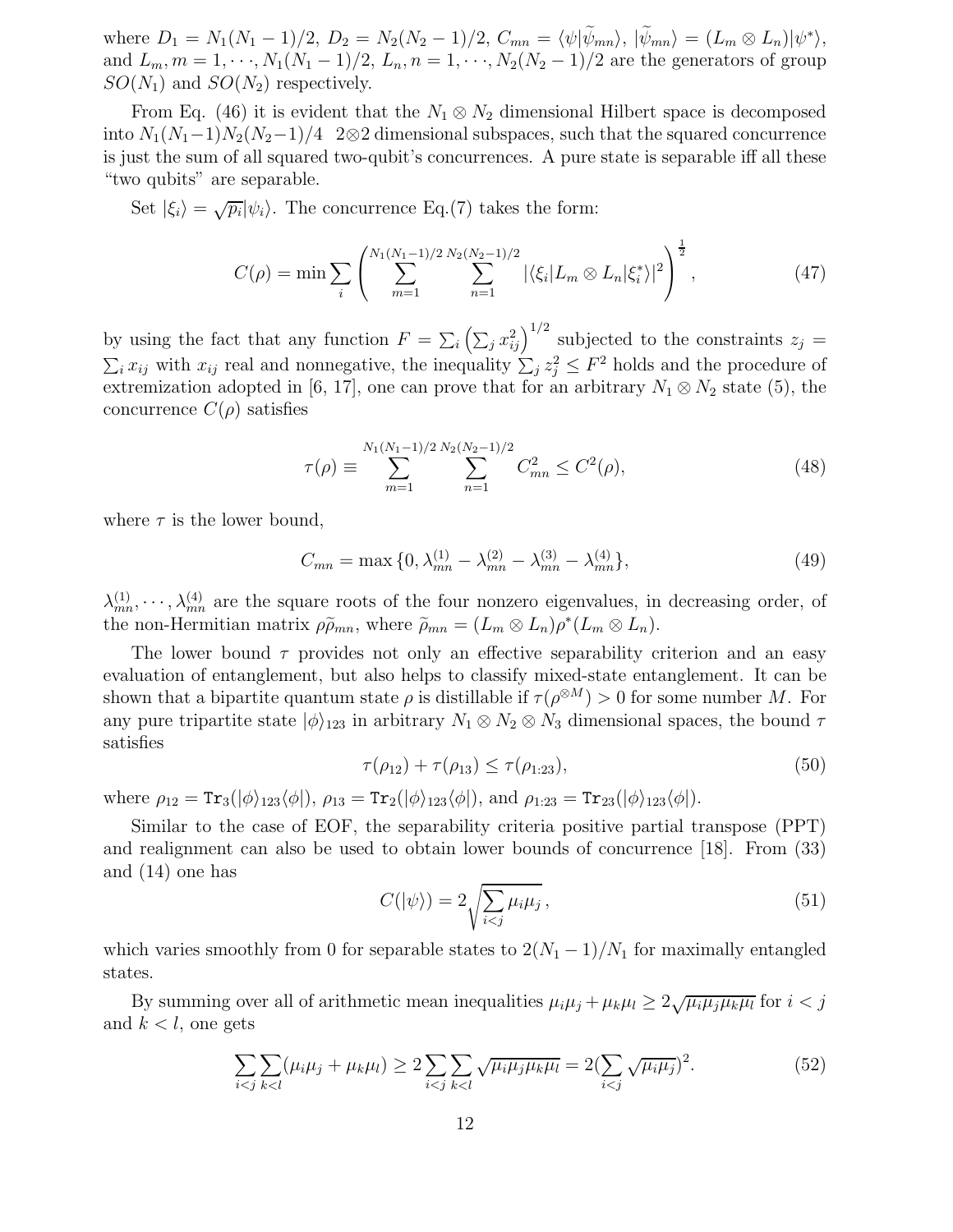where $D_1 = N_1(N_1-1)/2$, $D_2 = N_2(N_2-1)/2$, $C_{mn} = \langle\psi|\widetilde{\psi}_{mn}\rangle$, $|\widetilde{\psi}_{mn}\rangle = (L_m \otimes L_n)|\psi^*\rangle$, and $L_m, m = 1, \cdots, N_1(N_1-1)/2$, $L_n, n = 1, \cdots, N_2(N_2-1)/2$ are the generators of group $SO(N_1)$ and $SO(N_2)$ respectively.

From Eq. (46) it is evident that the $N_1 \otimes N_2$ dimensional Hilbert space is decomposed into $N_1(N_1-1)N_2(N_2-1)/4$ $2\otimes 2$ dimensional subspaces, such that the squared concurrence is just the sum of all squared two-qubit's concurrences. A pure state is separable iff all these "two qubits" are separable.

Set $|\xi_i\rangle = \sqrt{p_i}|\psi_i\rangle$. The concurrence Eq.(7) takes the form:

$$
C(\rho) = \min \sum_i \left( \sum_{m=1}^{N_1(N_1-1)/2} \sum_{n=1}^{N_2(N_2-1)/2} |\langle\xi_i|L_m \otimes L_n|\xi_i^*\rangle|^2 \right)^{\frac{1}{2}}, \tag{47}
$$

by using the fact that any function $F = \sum_i \left(\sum_j x_{ij}^2\right)^{1/2}$ subjected to the constraints $z_j = \sum_i x_{ij}$ with $x_{ij}$ real and nonnegative, the inequality $\sum_j z_j^2 \leq F^2$ holds and the procedure of extremization adopted in [6, 17], one can prove that for an arbitrary $N_1 \otimes N_2$ state (5), the concurrence $C(\rho)$ satisfies

$$
\tau(\rho) \equiv \sum_{m=1}^{N_1(N_1-1)/2} \sum_{n=1}^{N_2(N_2-1)/2} C_{mn}^2 \leq C^2(\rho), \tag{48}
$$

where $\tau$ is the lower bound,

$$
C_{mn} = \max\{0, \lambda_{mn}^{(1)} - \lambda_{mn}^{(2)} - \lambda_{mn}^{(3)} - \lambda_{mn}^{(4)}\}, \tag{49}
$$

$\lambda_{mn}^{(1)}, \cdots, \lambda_{mn}^{(4)}$ are the square roots of the four nonzero eigenvalues, in decreasing order, of the non-Hermitian matrix $\rho\widetilde{\rho}_{mn}$, where $\widetilde{\rho}_{mn} = (L_m \otimes L_n)\rho^*(L_m \otimes L_n)$.

The lower bound $\tau$ provides not only an effective separability criterion and an easy evaluation of entanglement, but also helps to classify mixed-state entanglement. It can be shown that a bipartite quantum state $\rho$ is distillable if $\tau(\rho^{\otimes M}) > 0$ for some number $M$. For any pure tripartite state $|\phi\rangle_{123}$ in arbitrary $N_1 \otimes N_2 \otimes N_3$ dimensional spaces, the bound $\tau$ satisfies

$$
\tau(\rho_{12}) + \tau(\rho_{13}) \leq \tau(\rho_{1:23}), \tag{50}
$$

where $\rho_{12} = \mathrm{Tr}_3(|\phi\rangle_{123}\langle\phi|)$, $\rho_{13} = \mathrm{Tr}_2(|\phi\rangle_{123}\langle\phi|)$, and $\rho_{1:23} = \mathrm{Tr}_{23}(|\phi\rangle_{123}\langle\phi|)$.

Similar to the case of EOF, the separability criteria positive partial transpose (PPT) and realignment can also be used to obtain lower bounds of concurrence [18]. From (33) and (14) one has

$$
C(|\psi\rangle) = 2\sqrt{\sum_{i<j} \mu_i\mu_j}\,, \tag{51}
$$

which varies smoothly from 0 for separable states to $2(N_1-1)/N_1$ for maximally entangled states.

By summing over all of arithmetic mean inequalities $\mu_i\mu_j + \mu_k\mu_l \geq 2\sqrt{\mu_i\mu_j\mu_k\mu_l}$ for $i<j$ and $k<l$, one gets

$$
\sum_{i<j}\sum_{k<l}(\mu_i\mu_j + \mu_k\mu_l) \geq 2\sum_{i<j}\sum_{k<l}\sqrt{\mu_i\mu_j\mu_k\mu_l} = 2(\sum_{i<j}\sqrt{\mu_i\mu_j})^2. \tag{52}
$$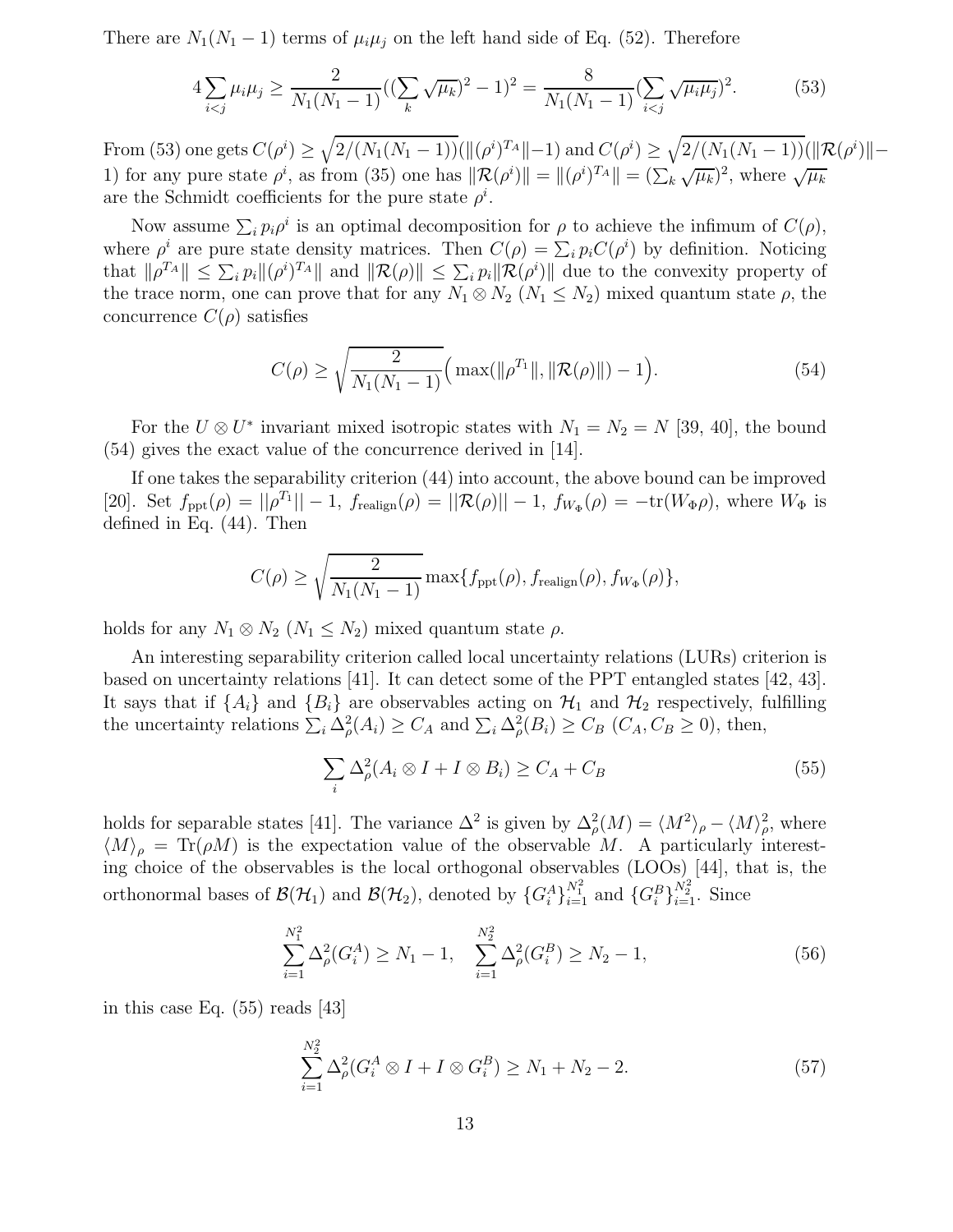There are $N_1(N_1-1)$ terms of $\mu_i\mu_j$ on the left hand side of Eq. (52). Therefore

$$4\sum_{i<j}\mu_i\mu_j \geq \frac{2}{N_1(N_1-1)}((\sum_k \sqrt{\mu_k})^2-1)^2 = \frac{8}{N_1(N_1-1)}(\sum_{i<j}\sqrt{\mu_i\mu_j})^2. \tag{53}$$

From (53) one gets $C(\rho^i) \geq \sqrt{2/(N_1(N_1-1))}(\|(\rho^i)^{T_A}\|-1)$ and $C(\rho^i) \geq \sqrt{2/(N_1(N_1-1))}(\|\mathcal{R}(\rho^i)\|-1)$ for any pure state $\rho^i$, as from (35) one has $\|\mathcal{R}(\rho^i)\| = \|(\rho^i)^{T_A}\| = (\sum_k \sqrt{\mu_k})^2$, where $\sqrt{\mu_k}$ are the Schmidt coefficients for the pure state $\rho^i$.

Now assume $\sum_i p_i\rho^i$ is an optimal decomposition for $\rho$ to achieve the infimum of $C(\rho)$, where $\rho^i$ are pure state density matrices. Then $C(\rho) = \sum_i p_i C(\rho^i)$ by definition. Noticing that $\|\rho^{T_A}\| \leq \sum_i p_i \|(\rho^i)^{T_A}\|$ and $\|\mathcal{R}(\rho)\| \leq \sum_i p_i \|\mathcal{R}(\rho^i)\|$ due to the convexity property of the trace norm, one can prove that for any $N_1 \otimes N_2$ ($N_1 \leq N_2$) mixed quantum state $\rho$, the concurrence $C(\rho)$ satisfies

$$C(\rho) \geq \sqrt{\frac{2}{N_1(N_1-1)}}\Big(\max(\|\rho^{T_1}\|, \|\mathcal{R}(\rho)\|)-1\Big). \tag{54}$$

For the $U \otimes U^*$ invariant mixed isotropic states with $N_1 = N_2 = N$ [39, 40], the bound (54) gives the exact value of the concurrence derived in [14].

If one takes the separability criterion (44) into account, the above bound can be improved [20]. Set $f_{\text{ppt}}(\rho) = ||\rho^{T_1}||-1$, $f_{\text{realign}}(\rho) = ||\mathcal{R}(\rho)||-1$, $f_{W_\Phi}(\rho) = -\text{tr}(W_\Phi\rho)$, where $W_\Phi$ is defined in Eq. (44). Then

$$C(\rho) \geq \sqrt{\frac{2}{N_1(N_1-1)}}\max\{f_{\text{ppt}}(\rho), f_{\text{realign}}(\rho), f_{W_\Phi}(\rho)\},$$

holds for any $N_1 \otimes N_2$ ($N_1 \leq N_2$) mixed quantum state $\rho$.

An interesting separability criterion called local uncertainty relations (LURs) criterion is based on uncertainty relations [41]. It can detect some of the PPT entangled states [42, 43]. It says that if $\{A_i\}$ and $\{B_i\}$ are observables acting on $\mathcal{H}_1$ and $\mathcal{H}_2$ respectively, fulfilling the uncertainty relations $\sum_i \Delta^2_\rho(A_i) \geq C_A$ and $\sum_i \Delta^2_\rho(B_i) \geq C_B$ ($C_A, C_B \geq 0$), then,

$$\sum_i \Delta^2_\rho(A_i \otimes I + I \otimes B_i) \geq C_A + C_B \tag{55}$$

holds for separable states [41]. The variance $\Delta^2$ is given by $\Delta^2_\rho(M) = \langle M^2\rangle_\rho - \langle M\rangle^2_\rho$, where $\langle M\rangle_\rho = \text{Tr}(\rho M)$ is the expectation value of the observable $M$. A particularly interesting choice of the observables is the local orthogonal observables (LOOs) [44], that is, the orthonormal bases of $\mathcal{B}(\mathcal{H}_1)$ and $\mathcal{B}(\mathcal{H}_2)$, denoted by $\{G_i^A\}_{i=1}^{N_1^2}$ and $\{G_i^B\}_{i=1}^{N_2^2}$. Since

$$\sum_{i=1}^{N_1^2}\Delta^2_\rho(G_i^A) \geq N_1 - 1, \quad \sum_{i=1}^{N_2^2}\Delta^2_\rho(G_i^B) \geq N_2 - 1, \tag{56}$$

in this case Eq. (55) reads [43]

$$\sum_{i=1}^{N_2^2}\Delta^2_\rho(G_i^A \otimes I + I \otimes G_i^B) \geq N_1 + N_2 - 2. \tag{57}$$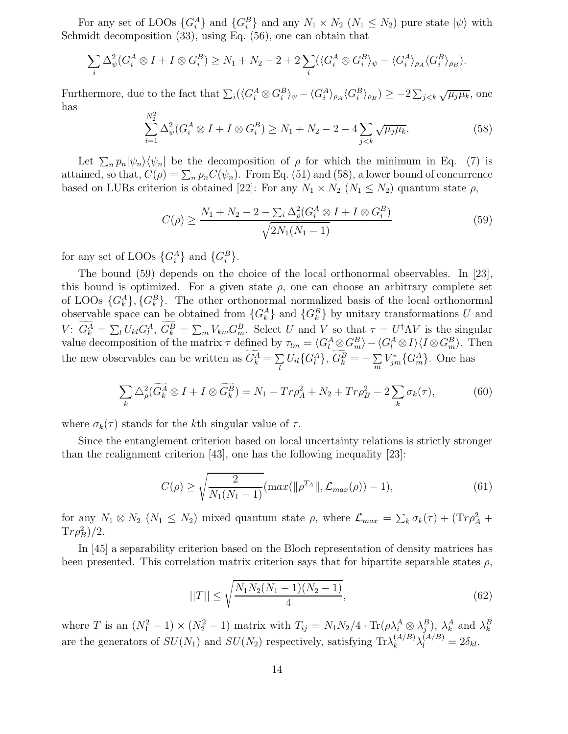For any set of LOOs $\{G_i^A\}$ and $\{G_i^B\}$ and any $N_1 \times N_2$ ($N_1 \leq N_2$) pure state $|\psi\rangle$ with Schmidt decomposition (33), using Eq. (56), one can obtain that

$$\sum_i \Delta_\psi^2(G_i^A \otimes I + I \otimes G_i^B) \geq N_1 + N_2 - 2 + 2\sum_i (\langle G_i^A \otimes G_i^B \rangle_\psi - \langle G_i^A \rangle_{\rho_A} \langle G_i^B \rangle_{\rho_B}).$$

Furthermore, due to the fact that $\sum_i (\langle G_i^A \otimes G_i^B \rangle_\psi - \langle G_i^A \rangle_{\rho_A} \langle G_i^B \rangle_{\rho_B}) \geq -2\sum_{j<k} \sqrt{\mu_j \mu_k}$, one has

$$\sum_{i=1}^{N_2^2} \Delta_\psi^2(G_i^A \otimes I + I \otimes G_i^B) \geq N_1 + N_2 - 2 - 4\sum_{j<k} \sqrt{\mu_j \mu_k}. \tag{58}$$

Let $\sum_n p_n |\psi_n\rangle\langle\psi_n|$ be the decomposition of $\rho$ for which the minimum in Eq. (7) is attained, so that, $C(\rho) = \sum_n p_n C(\psi_n)$. From Eq. (51) and (58), a lower bound of concurrence based on LURs criterion is obtained [22]: For any $N_1 \times N_2$ ($N_1 \leq N_2$) quantum state $\rho$,

$$C(\rho) \geq \frac{N_1 + N_2 - 2 - \sum_i \Delta_\rho^2(G_i^A \otimes I + I \otimes G_i^B)}{\sqrt{2N_1(N_1 - 1)}} \tag{59}$$

for any set of LOOs $\{G_i^A\}$ and $\{G_i^B\}$.

The bound (59) depends on the choice of the local orthonormal observables. In [23], this bound is optimized. For a given state $\rho$, one can choose an arbitrary complete set of LOOs $\{G_k^A\}, \{G_k^B\}$. The other orthonormal normalized basis of the local orthonormal observable space can be obtained from $\{G_k^A\}$ and $\{G_k^B\}$ by unitary transformations $U$ and $V$: $\widetilde{G_k^A} = \sum_l U_{kl} G_l^A$, $\widetilde{G_k^B} = \sum_m V_{km} G_m^B$. Select $U$ and $V$ so that $\tau = U^\dagger \Lambda V$ is the singular value decomposition of the matrix $\tau$ defined by $\tau_{lm} = \langle G_l^A \otimes G_m^B \rangle - \langle G_l^A \otimes I \rangle \langle I \otimes G_m^B \rangle$. Then the new observables can be written as $\widetilde{G_k^A} = \sum\limits_l U_{il} \{G_l^A\}$, $\widetilde{G_k^B} = -\sum\limits_m V_{jm}^* \{G_m^A\}$. One has

$$\sum_k \triangle_\rho^2(\widetilde{G_k^A} \otimes I + I \otimes \widetilde{G_k^B}) = N_1 - Tr\rho_A^2 + N_2 + Tr\rho_B^2 - 2\sum_k \sigma_k(\tau), \tag{60}$$

where $\sigma_k(\tau)$ stands for the $k$th singular value of $\tau$.

Since the entanglement criterion based on local uncertainty relations is strictly stronger than the realignment criterion [43], one has the following inequality [23]:

$$C(\rho) \geq \sqrt{\frac{2}{N_1(N_1 - 1)}} (max(\|\rho^{T_A}\|, \mathcal{L}_{max}(\rho)) - 1), \tag{61}$$

for any $N_1 \otimes N_2$ ($N_1 \leq N_2$) mixed quantum state $\rho$, where $\mathcal{L}_{max} = \sum_k \sigma_k(\tau) + (\mathrm{Tr}\rho_A^2 + \mathrm{Tr}\rho_B^2)/2$.

In [45] a separability criterion based on the Bloch representation of density matrices has been presented. This correlation matrix criterion says that for bipartite separable states $\rho$,

$$||T|| \leq \sqrt{\frac{N_1 N_2 (N_1 - 1)(N_2 - 1)}{4}}, \tag{62}$$

where $T$ is an $(N_1^2 - 1) \times (N_2^2 - 1)$ matrix with $T_{ij} = N_1 N_2 / 4 \cdot \mathrm{Tr}(\rho \lambda_i^A \otimes \lambda_j^B)$, $\lambda_k^A$ and $\lambda_k^B$ are the generators of $SU(N_1)$ and $SU(N_2)$ respectively, satisfying $\mathrm{Tr}\lambda_k^{(A/B)} \lambda_l^{(A/B)} = 2\delta_{kl}$.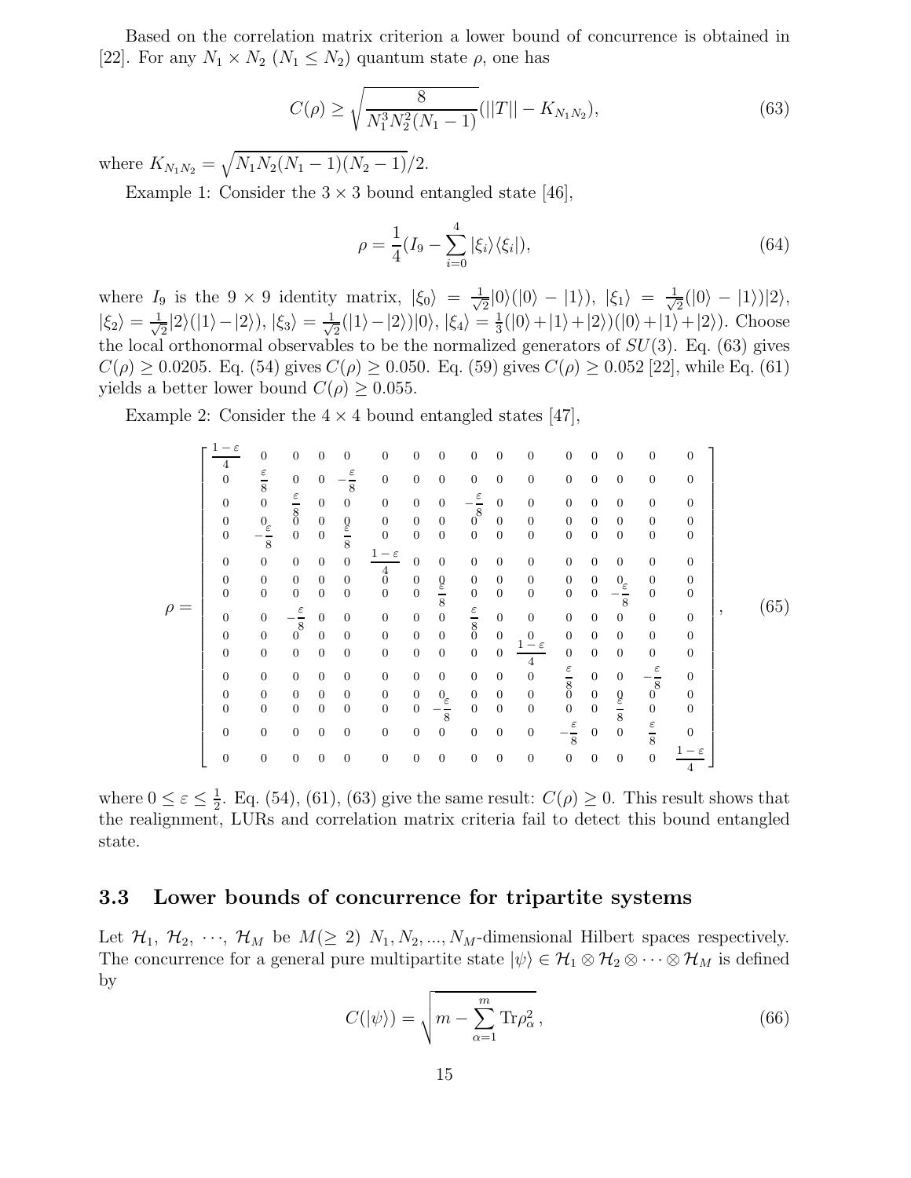Based on the correlation matrix criterion a lower bound of concurrence is obtained in [22]. For any $N_1 \times N_2$ ($N_1 \leq N_2$) quantum state $\rho$, one has

$$
C(\rho) \geq \sqrt{\frac{8}{N_1^3 N_2^2 (N_1 - 1)}} (||T|| - K_{N_1 N_2}), \tag{63}
$$

where $K_{N_1 N_2} = \sqrt{N_1 N_2 (N_1 - 1)(N_2 - 1)}/2$.

Example 1: Consider the $3 \times 3$ bound entangled state [46],

$$
\rho = \frac{1}{4}(I_9 - \sum_{i=0}^{4} |\xi_i\rangle\langle\xi_i|), \tag{64}
$$

where $I_9$ is the $9 \times 9$ identity matrix, $|\xi_0\rangle = \frac{1}{\sqrt{2}}|0\rangle(|0\rangle - |1\rangle)$, $|\xi_1\rangle = \frac{1}{\sqrt{2}}(|0\rangle - |1\rangle)|2\rangle$, $|\xi_2\rangle = \frac{1}{\sqrt{2}}|2\rangle(|1\rangle - |2\rangle)$, $|\xi_3\rangle = \frac{1}{\sqrt{2}}(|1\rangle - |2\rangle)|0\rangle$, $|\xi_4\rangle = \frac{1}{3}(|0\rangle + |1\rangle + |2\rangle)(|0\rangle + |1\rangle + |2\rangle)$. Choose the local orthonormal observables to be the normalized generators of $SU(3)$. Eq. (63) gives $C(\rho) \geq 0.0205$. Eq. (54) gives $C(\rho) \geq 0.050$. Eq. (59) gives $C(\rho) \geq 0.052$ [22], while Eq. (61) yields a better lower bound $C(\rho) \geq 0.055$.

Example 2: Consider the $4 \times 4$ bound entangled states [47],

$$
\rho = \begin{bmatrix}
\frac{1-\varepsilon}{4} & 0 & 0 & 0 & 0 & 0 & 0 & 0 & 0 & 0 & 0 & 0 & 0 & 0 & 0 & 0 \\
0 & \frac{\varepsilon}{8} & 0 & 0 & -\frac{\varepsilon}{8} & 0 & 0 & 0 & 0 & 0 & 0 & 0 & 0 & 0 & 0 & 0 \\
0 & 0 & \frac{\varepsilon}{8} & 0 & 0 & 0 & 0 & 0 & -\frac{\varepsilon}{8} & 0 & 0 & 0 & 0 & 0 & 0 & 0 \\
0 & 0 & 0 & 0 & 0 & 0 & 0 & 0 & 0 & 0 & 0 & 0 & 0 & 0 & 0 & 0 \\
0 & -\frac{\varepsilon}{8} & 0 & 0 & \frac{\varepsilon}{8} & 0 & 0 & 0 & 0 & 0 & 0 & 0 & 0 & 0 & 0 & 0 \\
0 & 0 & 0 & 0 & 0 & \frac{1-\varepsilon}{4} & 0 & 0 & 0 & 0 & 0 & 0 & 0 & 0 & 0 & 0 \\
0 & 0 & 0 & 0 & 0 & 0 & 0 & 0 & 0 & 0 & 0 & 0 & 0 & 0 & 0 & 0 \\
0 & 0 & 0 & 0 & 0 & 0 & 0 & \frac{\varepsilon}{8} & 0 & 0 & 0 & 0 & 0 & -\frac{\varepsilon}{8} & 0 & 0 \\
0 & 0 & -\frac{\varepsilon}{8} & 0 & 0 & 0 & 0 & 0 & \frac{\varepsilon}{8} & 0 & 0 & 0 & 0 & 0 & 0 & 0 \\
0 & 0 & 0 & 0 & 0 & 0 & 0 & 0 & 0 & 0 & 0 & 0 & 0 & 0 & 0 & 0 \\
0 & 0 & 0 & 0 & 0 & 0 & 0 & 0 & 0 & 0 & \frac{1-\varepsilon}{4} & 0 & 0 & 0 & 0 & 0 \\
0 & 0 & 0 & 0 & 0 & 0 & 0 & 0 & 0 & 0 & 0 & \frac{\varepsilon}{8} & 0 & 0 & -\frac{\varepsilon}{8} & 0 \\
0 & 0 & 0 & 0 & 0 & 0 & 0 & 0 & 0 & 0 & 0 & 0 & 0 & 0 & 0 & 0 \\
0 & 0 & 0 & 0 & 0 & 0 & 0 & -\frac{\varepsilon}{8} & 0 & 0 & 0 & 0 & 0 & \frac{\varepsilon}{8} & 0 & 0 \\
0 & 0 & 0 & 0 & 0 & 0 & 0 & 0 & 0 & 0 & 0 & -\frac{\varepsilon}{8} & 0 & 0 & \frac{\varepsilon}{8} & 0 \\
0 & 0 & 0 & 0 & 0 & 0 & 0 & 0 & 0 & 0 & 0 & 0 & 0 & 0 & 0 & \frac{1-\varepsilon}{4}
\end{bmatrix}, \tag{65}
$$

where $0 \leq \varepsilon \leq \frac{1}{2}$. Eq. (54), (61), (63) give the same result: $C(\rho) \geq 0$. This result shows that the realignment, LURs and correlation matrix criteria fail to detect this bound entangled state.

### 3.3 Lower bounds of concurrence for tripartite systems

Let $\mathcal{H}_1, \mathcal{H}_2, \cdots, \mathcal{H}_M$ be $M(\geq 2)$ $N_1, N_2, ..., N_M$-dimensional Hilbert spaces respectively. The concurrence for a general pure multipartite state $|\psi\rangle \in \mathcal{H}_1 \otimes \mathcal{H}_2 \otimes \cdots \otimes \mathcal{H}_M$ is defined by

$$
C(|\psi\rangle) = \sqrt{m - \sum_{\alpha=1}^{m} \mathrm{Tr}\rho_\alpha^2}\,, \tag{66}
$$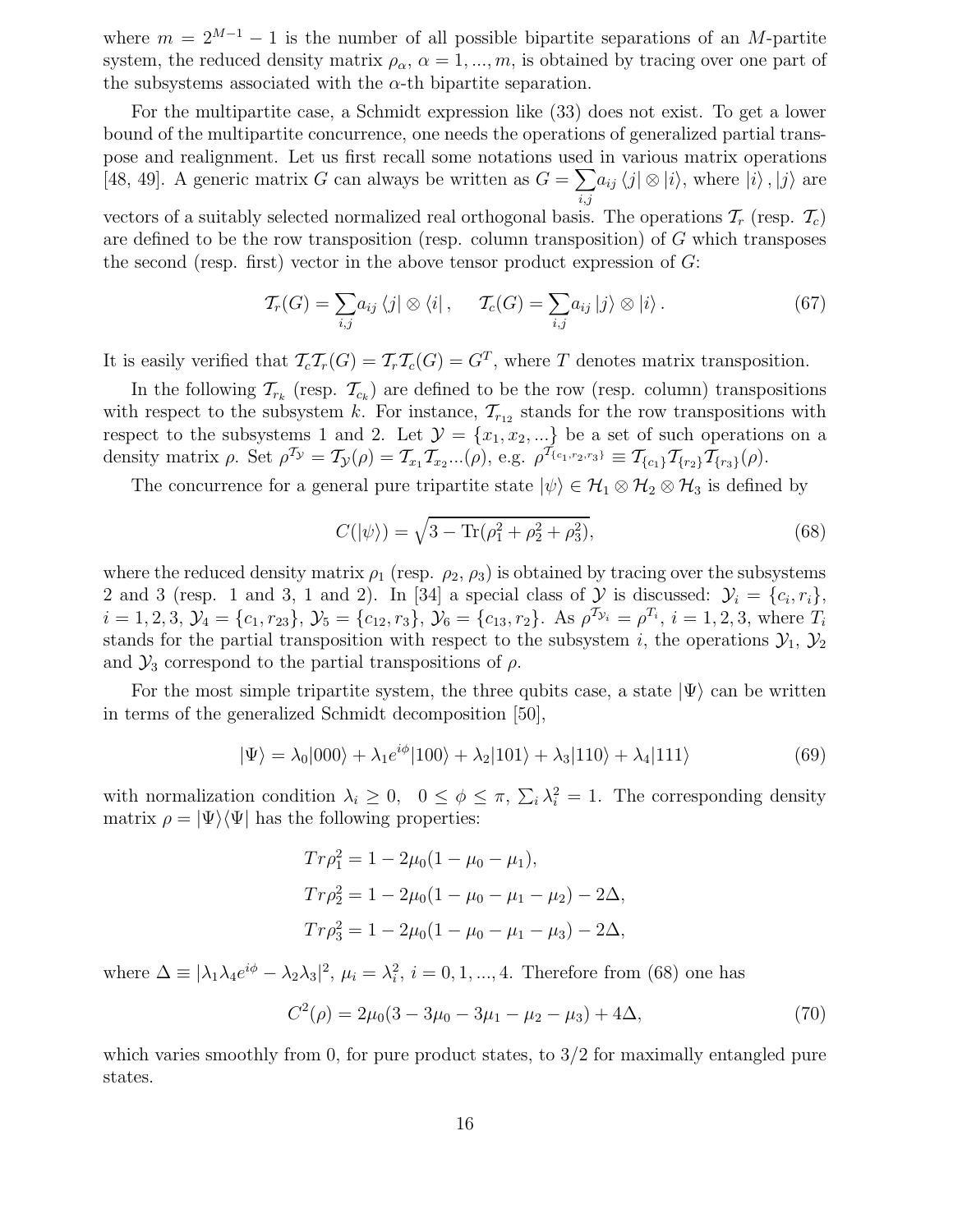where $m = 2^{M-1} - 1$ is the number of all possible bipartite separations of an $M$-partite system, the reduced density matrix $\rho_\alpha$, $\alpha = 1, ..., m$, is obtained by tracing over one part of the subsystems associated with the $\alpha$-th bipartite separation.

For the multipartite case, a Schmidt expression like (33) does not exist. To get a lower bound of the multipartite concurrence, one needs the operations of generalized partial transpose and realignment. Let us first recall some notations used in various matrix operations [48, 49]. A generic matrix $G$ can always be written as $G = \sum_{i,j} a_{ij} \langle j| \otimes |i\rangle$, where $|i\rangle, |j\rangle$ are vectors of a suitably selected normalized real orthogonal basis. The operations $\mathcal{T}_r$ (resp. $\mathcal{T}_c$) are defined to be the row transposition (resp. column transposition) of $G$ which transposes the second (resp. first) vector in the above tensor product expression of $G$:

$$
\mathcal{T}_r(G) = \sum_{i,j} a_{ij} \langle j| \otimes \langle i|, \quad \mathcal{T}_c(G) = \sum_{i,j} a_{ij} |j\rangle \otimes |i\rangle. \tag{67}
$$

It is easily verified that $\mathcal{T}_c\mathcal{T}_r(G) = \mathcal{T}_r\mathcal{T}_c(G) = G^T$, where $T$ denotes matrix transposition.

In the following $\mathcal{T}_{r_k}$ (resp. $\mathcal{T}_{c_k}$) are defined to be the row (resp. column) transpositions with respect to the subsystem $k$. For instance, $\mathcal{T}_{r_{12}}$ stands for the row transpositions with respect to the subsystems 1 and 2. Let $\mathcal{Y} = \{x_1, x_2, ...\}$ be a set of such operations on a density matrix $\rho$. Set $\rho^{\mathcal{T}_\mathcal{Y}} = \mathcal{T}_\mathcal{Y}(\rho) = \mathcal{T}_{x_1}\mathcal{T}_{x_2}...(\rho)$, e.g. $\rho^{\mathcal{T}_{\{c_1, r_2, r_3\}}} \equiv \mathcal{T}_{\{c_1\}}\mathcal{T}_{\{r_2\}}\mathcal{T}_{\{r_3\}}(\rho)$.

The concurrence for a general pure tripartite state $|\psi\rangle \in \mathcal{H}_1 \otimes \mathcal{H}_2 \otimes \mathcal{H}_3$ is defined by

$$
C(|\psi\rangle) = \sqrt{3 - \mathrm{Tr}(\rho_1^2 + \rho_2^2 + \rho_3^2)}, \tag{68}
$$

where the reduced density matrix $\rho_1$ (resp. $\rho_2$, $\rho_3$) is obtained by tracing over the subsystems 2 and 3 (resp. 1 and 3, 1 and 2). In [34] a special class of $\mathcal{Y}$ is discussed: $\mathcal{Y}_i = \{c_i, r_i\}$, $i = 1, 2, 3$, $\mathcal{Y}_4 = \{c_1, r_{23}\}$, $\mathcal{Y}_5 = \{c_{12}, r_3\}$, $\mathcal{Y}_6 = \{c_{13}, r_2\}$. As $\rho^{\mathcal{T}_{\mathcal{Y}_i}} = \rho^{T_i}$, $i = 1, 2, 3$, where $T_i$ stands for the partial transposition with respect to the subsystem $i$, the operations $\mathcal{Y}_1$, $\mathcal{Y}_2$ and $\mathcal{Y}_3$ correspond to the partial transpositions of $\rho$.

For the most simple tripartite system, the three qubits case, a state $|\Psi\rangle$ can be written in terms of the generalized Schmidt decomposition [50],

$$
|\Psi\rangle = \lambda_0|000\rangle + \lambda_1 e^{i\phi}|100\rangle + \lambda_2|101\rangle + \lambda_3|110\rangle + \lambda_4|111\rangle \tag{69}
$$

with normalization condition $\lambda_i \geq 0$, $0 \leq \phi \leq \pi$, $\sum_i \lambda_i^2 = 1$. The corresponding density matrix $\rho = |\Psi\rangle\langle\Psi|$ has the following properties:

$$
\begin{aligned}
Tr\rho_1^2 &= 1 - 2\mu_0(1 - \mu_0 - \mu_1), \\
Tr\rho_2^2 &= 1 - 2\mu_0(1 - \mu_0 - \mu_1 - \mu_2) - 2\Delta, \\
Tr\rho_3^2 &= 1 - 2\mu_0(1 - \mu_0 - \mu_1 - \mu_3) - 2\Delta,
\end{aligned}
$$

where $\Delta \equiv |\lambda_1\lambda_4 e^{i\phi} - \lambda_2\lambda_3|^2$, $\mu_i = \lambda_i^2$, $i = 0, 1, ..., 4$. Therefore from (68) one has

$$
C^2(\rho) = 2\mu_0(3 - 3\mu_0 - 3\mu_1 - \mu_2 - \mu_3) + 4\Delta, \tag{70}
$$

which varies smoothly from 0, for pure product states, to 3/2 for maximally entangled pure states.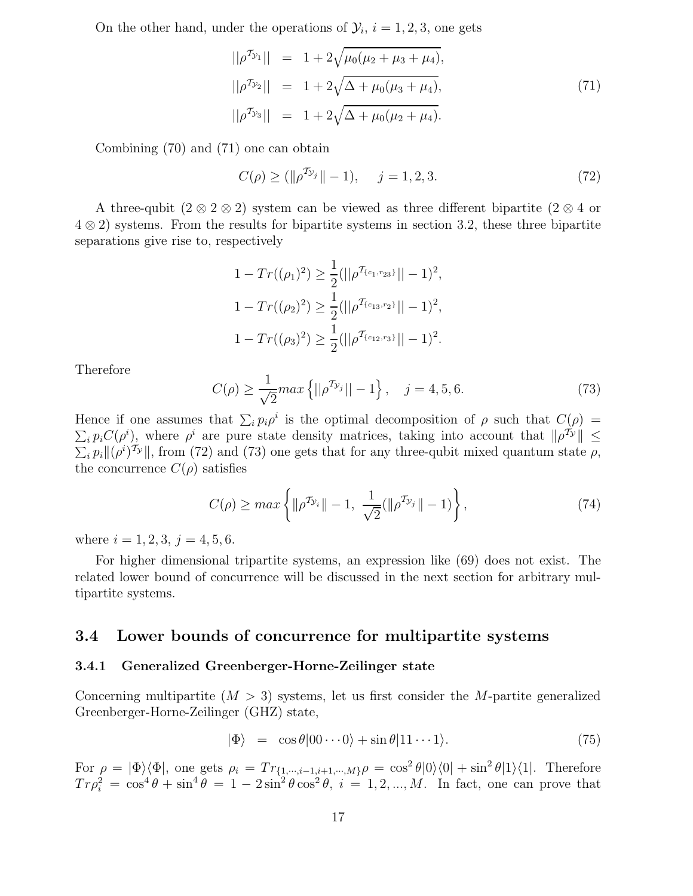On the other hand, under the operations of $\mathcal{Y}_i$, $i = 1, 2, 3$, one gets

$$
\begin{aligned}
||\rho^{\mathcal{T}_{\mathcal{Y}_1}}|| &= 1 + 2\sqrt{\mu_0(\mu_2 + \mu_3 + \mu_4)}, \\
||\rho^{\mathcal{T}_{\mathcal{Y}_2}}|| &= 1 + 2\sqrt{\Delta + \mu_0(\mu_3 + \mu_4)}, \\
||\rho^{\mathcal{T}_{\mathcal{Y}_3}}|| &= 1 + 2\sqrt{\Delta + \mu_0(\mu_2 + \mu_4)}.
\end{aligned} \tag{71}
$$

Combining (70) and (71) one can obtain

$$
C(\rho) \geq (\|\rho^{\mathcal{T}_{\mathcal{Y}_j}}\| - 1), \quad j = 1, 2, 3. \tag{72}
$$

A three-qubit ($2 \otimes 2 \otimes 2$) system can be viewed as three different bipartite ($2 \otimes 4$ or $4 \otimes 2$) systems. From the results for bipartite systems in section 3.2, these three bipartite separations give rise to, respectively

$$
\begin{aligned}
1 - Tr((\rho_1)^2) &\geq \frac{1}{2}(||\rho^{\mathcal{T}_{\{c_1, r_{23}\}}}|| - 1)^2, \\
1 - Tr((\rho_2)^2) &\geq \frac{1}{2}(||\rho^{\mathcal{T}_{\{c_{13}, r_2\}}}|| - 1)^2, \\
1 - Tr((\rho_3)^2) &\geq \frac{1}{2}(||\rho^{\mathcal{T}_{\{c_{12}, r_3\}}}|| - 1)^2.
\end{aligned}
$$

Therefore

$$
C(\rho) \geq \frac{1}{\sqrt{2}} max\left\{||\rho^{\mathcal{T}_{\mathcal{Y}_j}}|| - 1\right\}, \quad j = 4, 5, 6. \tag{73}
$$

Hence if one assumes that $\sum_i p_i \rho^i$ is the optimal decomposition of $\rho$ such that $C(\rho) = \sum_i p_i C(\rho^i)$, where $\rho^i$ are pure state density matrices, taking into account that $\|\rho^{\mathcal{T}_\mathcal{Y}}\| \leq \sum_i p_i \|(\rho^i)^{\mathcal{T}_\mathcal{Y}}\|$, from (72) and (73) one gets that for any three-qubit mixed quantum state $\rho$, the concurrence $C(\rho)$ satisfies

$$
C(\rho) \geq max\left\{\|\rho^{\mathcal{T}_{\mathcal{Y}_i}}\| - 1, \ \frac{1}{\sqrt{2}}(\|\rho^{\mathcal{T}_{\mathcal{Y}_j}}\| - 1)\right\}, \tag{74}
$$

where $i = 1, 2, 3$, $j = 4, 5, 6$.

For higher dimensional tripartite systems, an expression like (69) does not exist. The related lower bound of concurrence will be discussed in the next section for arbitrary multipartite systems.

## 3.4 Lower bounds of concurrence for multipartite systems

### 3.4.1 Generalized Greenberger-Horne-Zeilinger state

Concerning multipartite ($M > 3$) systems, let us first consider the $M$-partite generalized Greenberger-Horne-Zeilinger (GHZ) state,

$$
|\Phi\rangle = \cos\theta|00\cdots 0\rangle + \sin\theta|11\cdots 1\rangle. \tag{75}
$$

For $\rho = |\Phi\rangle\langle\Phi|$, one gets $\rho_i = Tr_{\{1,\cdots,i-1,i+1,\cdots,M\}}\rho = \cos^2\theta|0\rangle\langle 0| + \sin^2\theta|1\rangle\langle 1|$. Therefore $Tr\rho_i^2 = \cos^4\theta + \sin^4\theta = 1 - 2\sin^2\theta\cos^2\theta$, $i = 1, 2, ..., M$. In fact, one can prove that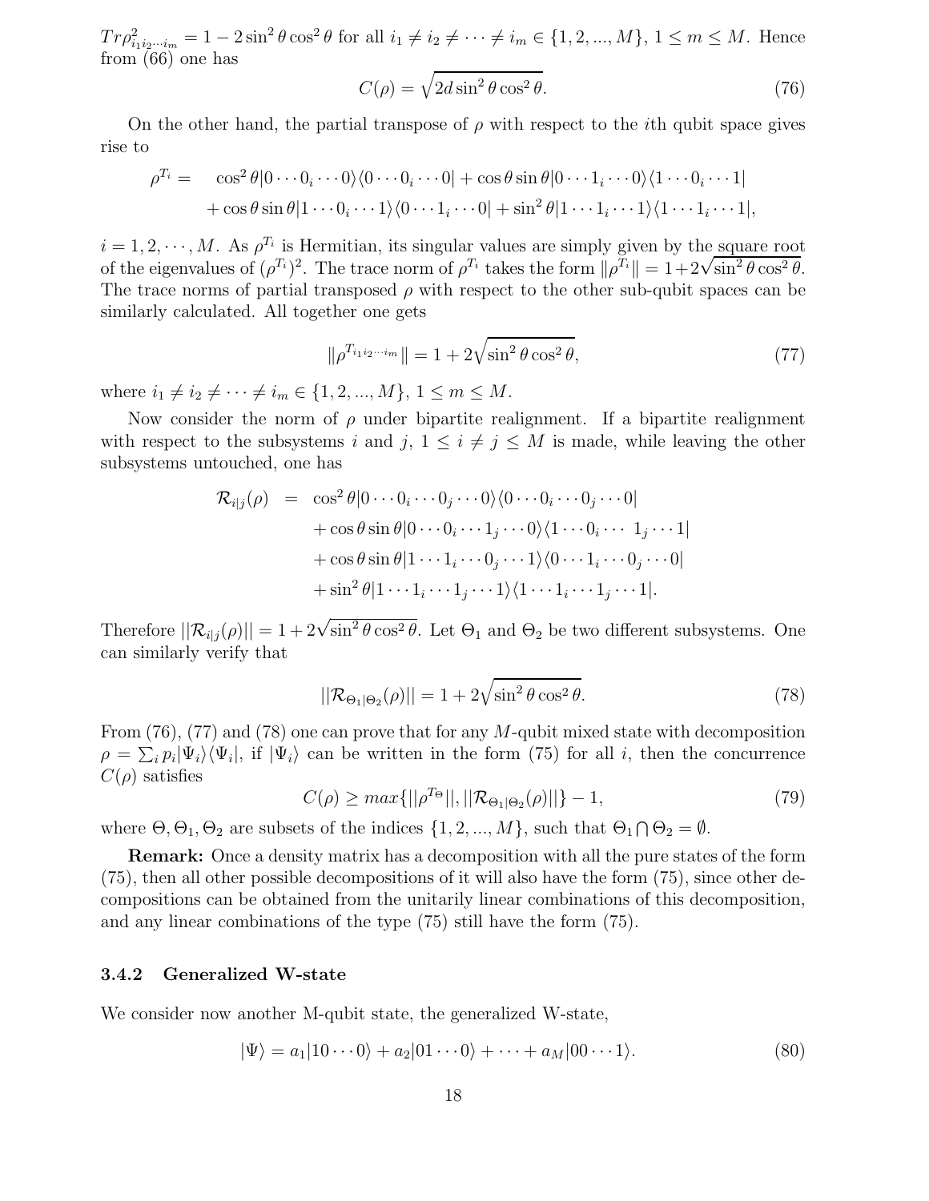$Tr\rho^2_{i_1 i_2 \cdots i_m} = 1 - 2\sin^2\theta\cos^2\theta$ for all $i_1 \neq i_2 \neq \cdots \neq i_m \in \{1, 2, ..., M\}$, $1 \leq m \leq M$. Hence from (66) one has

$$C(\rho) = \sqrt{2d\sin^2\theta\cos^2\theta}. \tag{76}$$

On the other hand, the partial transpose of $\rho$ with respect to the $i$th qubit space gives rise to

$$\begin{aligned}
\rho^{T_i} = \quad & \cos^2\theta|0\cdots 0_i \cdots 0\rangle\langle 0 \cdots 0_i \cdots 0| + \cos\theta\sin\theta|0\cdots 1_i \cdots 0\rangle\langle 1 \cdots 0_i \cdots 1| \\
& + \cos\theta\sin\theta|1\cdots 0_i \cdots 1\rangle\langle 0 \cdots 1_i \cdots 0| + \sin^2\theta|1\cdots 1_i \cdots 1\rangle\langle 1 \cdots 1_i \cdots 1|,
\end{aligned}$$

$i = 1, 2, \cdots, M$. As $\rho^{T_i}$ is Hermitian, its singular values are simply given by the square root of the eigenvalues of $(\rho^{T_i})^2$. The trace norm of $\rho^{T_i}$ takes the form $\|\rho^{T_i}\| = 1 + 2\sqrt{\sin^2\theta\cos^2\theta}$. The trace norms of partial transposed $\rho$ with respect to the other sub-qubit spaces can be similarly calculated. All together one gets

$$\|\rho^{T_{i_1 i_2 \cdots i_m}}\| = 1 + 2\sqrt{\sin^2\theta\cos^2\theta}, \tag{77}$$

where $i_1 \neq i_2 \neq \cdots \neq i_m \in \{1, 2, ..., M\}$, $1 \leq m \leq M$.

Now consider the norm of $\rho$ under bipartite realignment. If a bipartite realignment with respect to the subsystems $i$ and $j$, $1 \leq i \neq j \leq M$ is made, while leaving the other subsystems untouched, one has

$$\begin{aligned}
\mathcal{R}_{i|j}(\rho) \;=\; & \cos^2\theta|0\cdots 0_i \cdots 0_j \cdots 0\rangle\langle 0 \cdots 0_i \cdots 0_j \cdots 0| \\
& + \cos\theta\sin\theta|0\cdots 0_i \cdots 1_j \cdots 0\rangle\langle 1 \cdots 0_i \cdots \; 1_j \cdots 1| \\
& + \cos\theta\sin\theta|1\cdots 1_i \cdots 0_j \cdots 1\rangle\langle 0 \cdots 1_i \cdots 0_j \cdots 0| \\
& + \sin^2\theta|1\cdots 1_i \cdots 1_j \cdots 1\rangle\langle 1 \cdots 1_i \cdots 1_j \cdots 1|.
\end{aligned}$$

Therefore $||\mathcal{R}_{i|j}(\rho)|| = 1 + 2\sqrt{\sin^2\theta\cos^2\theta}$. Let $\Theta_1$ and $\Theta_2$ be two different subsystems. One can similarly verify that

$$||\mathcal{R}_{\Theta_1|\Theta_2}(\rho)|| = 1 + 2\sqrt{\sin^2\theta\cos^2\theta}. \tag{78}$$

From (76), (77) and (78) one can prove that for any $M$-qubit mixed state with decomposition $\rho = \sum_i p_i|\Psi_i\rangle\langle\Psi_i|$, if $|\Psi_i\rangle$ can be written in the form (75) for all $i$, then the concurrence $C(\rho)$ satisfies

$$C(\rho) \geq max\{||\rho^{T_\Theta}||, ||\mathcal{R}_{\Theta_1|\Theta_2}(\rho)||\} - 1, \tag{79}$$

where $\Theta, \Theta_1, \Theta_2$ are subsets of the indices $\{1, 2, ..., M\}$, such that $\Theta_1 \bigcap \Theta_2 = \emptyset$.

**Remark:** Once a density matrix has a decomposition with all the pure states of the form (75), then all other possible decompositions of it will also have the form (75), since other decompositions can be obtained from the unitarily linear combinations of this decomposition, and any linear combinations of the type (75) still have the form (75).

### 3.4.2 Generalized W-state

We consider now another M-qubit state, the generalized W-state,

$$|\Psi\rangle = a_1|10\cdots 0\rangle + a_2|01\cdots 0\rangle + \cdots + a_M|00\cdots 1\rangle. \tag{80}$$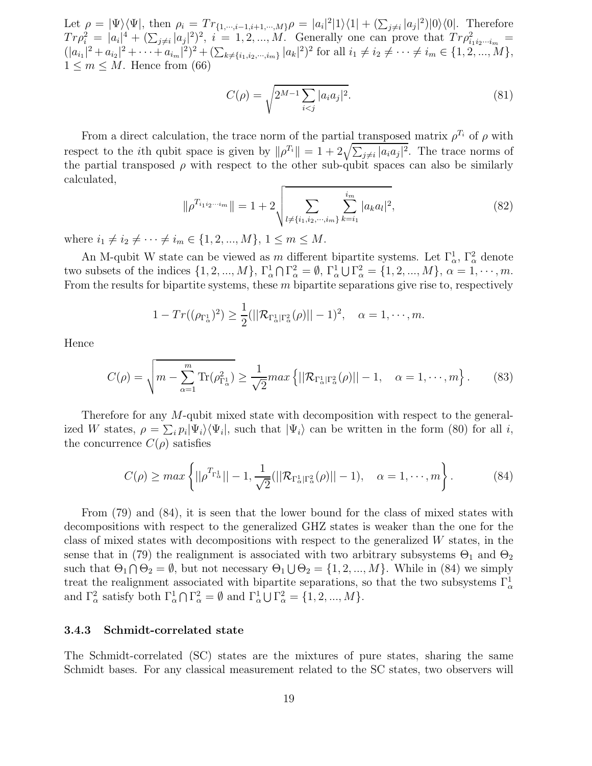Let $\rho = |\Psi\rangle\langle\Psi|$, then $\rho_i = Tr_{\{1,\cdots,i-1,i+1,\cdots,M\}}\rho = |a_i|^2|1\rangle\langle 1| + (\sum_{j\neq i}|a_j|^2)|0\rangle\langle 0|$. Therefore $Tr\rho_i^2 = |a_i|^4 + (\sum_{j\neq i}|a_j|^2)^2$, $i = 1, 2, ..., M$. Generally one can prove that $Tr\rho^2_{i_1 i_2\cdots i_m} = (|a_{i_1}|^2 + a_{i_2}|^2 + \cdots + a_{i_m}|^2)^2 + (\sum_{k\neq\{i_1,i_2,\cdots,i_m\}}|a_k|^2)^2$ for all $i_1 \neq i_2 \neq \cdots \neq i_m \in \{1, 2, ..., M\}$, $1 \leq m \leq M$. Hence from (66)

$$C(\rho) = \sqrt{2^{M-1}\sum_{i<j}|a_i a_j|^2}. \tag{81}$$

From a direct calculation, the trace norm of the partial transposed matrix $\rho^{T_i}$ of $\rho$ with respect to the $i$th qubit space is given by $\|\rho^{T_i}\| = 1 + 2\sqrt{\sum_{j\neq i}|a_i a_j|^2}$. The trace norms of the partial transposed $\rho$ with respect to the other sub-qubit spaces can also be similarly calculated,

$$\|\rho^{T_{i_1 i_2\cdots i_m}}\| = 1 + 2\sqrt{\sum_{l\neq\{i_1,i_2,\cdots,i_m\}}\sum_{k=i_1}^{i_m}|a_k a_l|^2}, \tag{82}$$

where $i_1 \neq i_2 \neq \cdots \neq i_m \in \{1, 2, ..., M\}$, $1 \leq m \leq M$.

An M-qubit W state can be viewed as $m$ different bipartite systems. Let $\Gamma^1_\alpha$, $\Gamma^2_\alpha$ denote two subsets of the indices $\{1, 2, ..., M\}$, $\Gamma^1_\alpha \bigcap \Gamma^2_\alpha = \emptyset$, $\Gamma^1_\alpha \bigcup \Gamma^2_\alpha = \{1, 2, ..., M\}$, $\alpha = 1, \cdots, m$. From the results for bipartite systems, these $m$ bipartite separations give rise to, respectively

$$1 - Tr((\rho_{\Gamma^1_\alpha})^2) \geq \frac{1}{2}(||\mathcal{R}_{\Gamma^1_\alpha|\Gamma^2_\alpha}(\rho)|| - 1)^2, \quad \alpha = 1, \cdots, m.$$

Hence

$$C(\rho) = \sqrt{m - \sum_{\alpha=1}^{m}\mathrm{Tr}(\rho^2_{\Gamma^1_\alpha})} \geq \frac{1}{\sqrt{2}}max\left\{||\mathcal{R}_{\Gamma^1_\alpha|\Gamma^2_\alpha}(\rho)|| - 1, \quad \alpha = 1, \cdots, m\right\}. \tag{83}$$

Therefore for any $M$-qubit mixed state with decomposition with respect to the generalized $W$ states, $\rho = \sum_i p_i|\Psi_i\rangle\langle\Psi_i|$, such that $|\Psi_i\rangle$ can be written in the form (80) for all $i$, the concurrence $C(\rho)$ satisfies

$$C(\rho) \geq max\left\{||\rho^{T_{\Gamma^1_\alpha}}|| - 1, \frac{1}{\sqrt{2}}(||\mathcal{R}_{\Gamma^1_\alpha|\Gamma^2_\alpha}(\rho)|| - 1), \quad \alpha = 1, \cdots, m\right\}. \tag{84}$$

From (79) and (84), it is seen that the lower bound for the class of mixed states with decompositions with respect to the generalized GHZ states is weaker than the one for the class of mixed states with decompositions with respect to the generalized $W$ states, in the sense that in (79) the realignment is associated with two arbitrary subsystems $\Theta_1$ and $\Theta_2$ such that $\Theta_1 \bigcap \Theta_2 = \emptyset$, but not necessary $\Theta_1 \bigcup \Theta_2 = \{1, 2, ..., M\}$. While in (84) we simply treat the realignment associated with bipartite separations, so that the two subsystems $\Gamma^1_\alpha$ and $\Gamma^2_\alpha$ satisfy both $\Gamma^1_\alpha \bigcap \Gamma^2_\alpha = \emptyset$ and $\Gamma^1_\alpha \bigcup \Gamma^2_\alpha = \{1, 2, ..., M\}$.

### 3.4.3 Schmidt-correlated state

The Schmidt-correlated (SC) states are the mixtures of pure states, sharing the same Schmidt bases. For any classical measurement related to the SC states, two observers will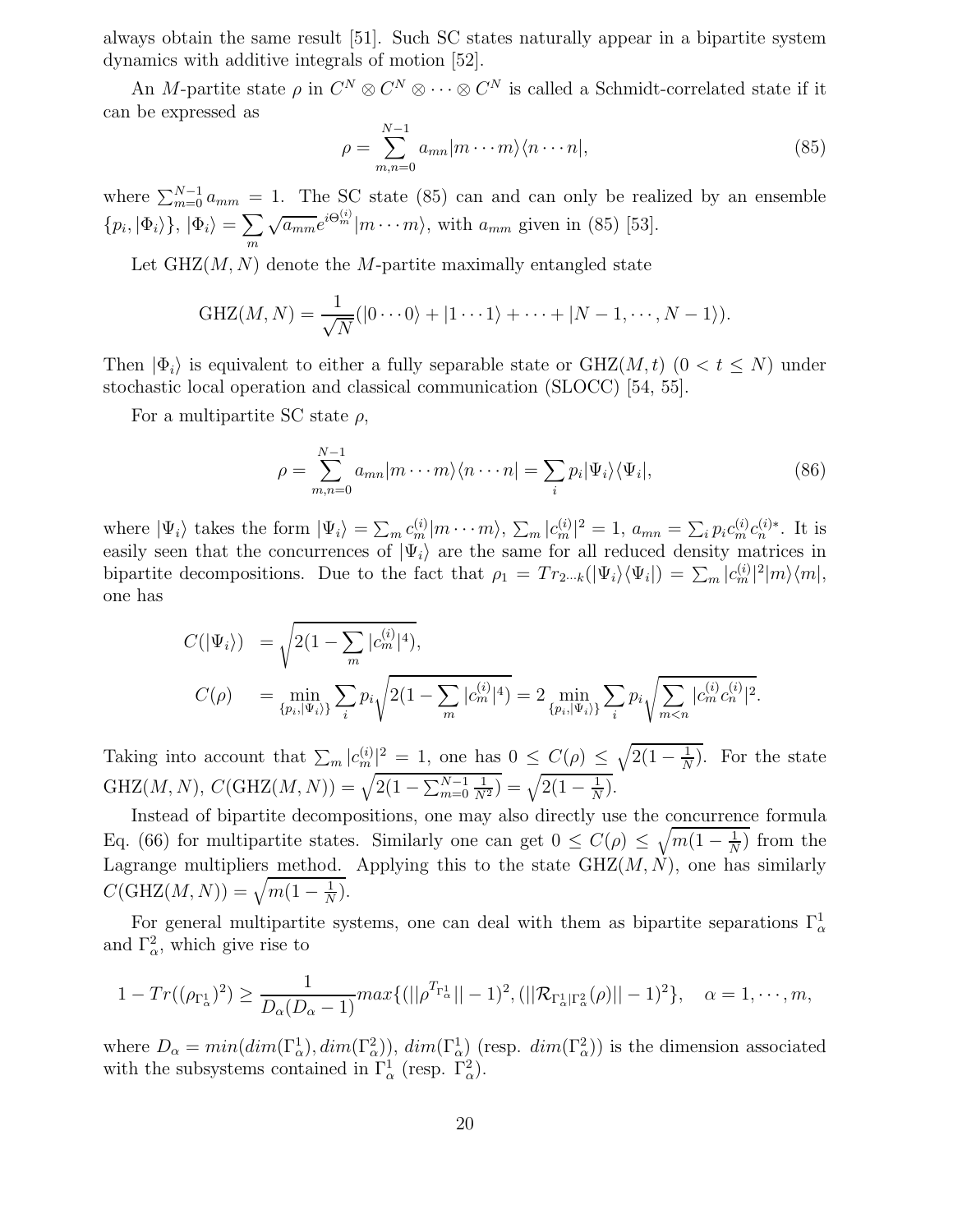always obtain the same result [51]. Such SC states naturally appear in a bipartite system dynamics with additive integrals of motion [52].

An $M$-partite state $\rho$ in $C^N \otimes C^N \otimes \cdots \otimes C^N$ is called a Schmidt-correlated state if it can be expressed as

$$\rho = \sum_{m,n=0}^{N-1} a_{mn} |m \cdots m\rangle\langle n \cdots n|, \tag{85}$$

where $\sum_{m=0}^{N-1} a_{mm} = 1$. The SC state (85) can and can only be realized by an ensemble $\{p_i, |\Phi_i\rangle\}$, $|\Phi_i\rangle = \sum_m \sqrt{a_{mm}} e^{i\Theta_m^{(i)}} |m \cdots m\rangle$, with $a_{mm}$ given in (85) [53].

Let GHZ$(M, N)$ denote the $M$-partite maximally entangled state

$$\mathrm{GHZ}(M, N) = \frac{1}{\sqrt{N}}(|0 \cdots 0\rangle + |1 \cdots 1\rangle + \cdots + |N-1, \cdots, N-1\rangle).$$

Then $|\Phi_i\rangle$ is equivalent to either a fully separable state or GHZ$(M, t)$ $(0 < t \leq N)$ under stochastic local operation and classical communication (SLOCC) [54, 55].

For a multipartite SC state $\rho$,

$$\rho = \sum_{m,n=0}^{N-1} a_{mn} |m \cdots m\rangle\langle n \cdots n| = \sum_i p_i |\Psi_i\rangle\langle\Psi_i|, \tag{86}$$

where $|\Psi_i\rangle$ takes the form $|\Psi_i\rangle = \sum_m c_m^{(i)} |m \cdots m\rangle$, $\sum_m |c_m^{(i)}|^2 = 1$, $a_{mn} = \sum_i p_i c_m^{(i)} c_n^{(i)*}$. It is easily seen that the concurrences of $|\Psi_i\rangle$ are the same for all reduced density matrices in bipartite decompositions. Due to the fact that $\rho_1 = Tr_{2\cdots k}(|\Psi_i\rangle\langle\Psi_i|) = \sum_m |c_m^{(i)}|^2 |m\rangle\langle m|$, one has

$$\begin{aligned}
C(|\Psi_i\rangle) &= \sqrt{2(1 - \sum_m |c_m^{(i)}|^4)}, \\
C(\rho) &= \min_{\{p_i, |\Psi_i\rangle\}} \sum_i p_i \sqrt{2(1 - \sum_m |c_m^{(i)}|^4)} = 2 \min_{\{p_i, |\Psi_i\rangle\}} \sum_i p_i \sqrt{\sum_{m<n} |c_m^{(i)} c_n^{(i)}|^2}.
\end{aligned}$$

Taking into account that $\sum_m |c_m^{(i)}|^2 = 1$, one has $0 \leq C(\rho) \leq \sqrt{2(1 - \frac{1}{N})}$. For the state GHZ$(M, N)$, $C(\mathrm{GHZ}(M, N)) = \sqrt{2(1 - \sum_{m=0}^{N-1} \frac{1}{N^2})} = \sqrt{2(1 - \frac{1}{N})}$.

Instead of bipartite decompositions, one may also directly use the concurrence formula Eq. (66) for multipartite states. Similarly one can get $0 \leq C(\rho) \leq \sqrt{m(1 - \frac{1}{N})}$ from the Lagrange multipliers method. Applying this to the state GHZ$(M, N)$, one has similarly $C(\mathrm{GHZ}(M, N)) = \sqrt{m(1 - \frac{1}{N})}$.

For general multipartite systems, one can deal with them as bipartite separations $\Gamma_\alpha^1$ and $\Gamma_\alpha^2$, which give rise to

$$1 - Tr((\rho_{\Gamma_\alpha^1})^2) \geq \frac{1}{D_\alpha(D_\alpha - 1)} max\{(||\rho^{T_{\Gamma_\alpha^1}}|| - 1)^2, (||\mathcal{R}_{\Gamma_\alpha^1|\Gamma_\alpha^2}(\rho)|| - 1)^2\}, \quad \alpha = 1, \cdots, m,$$

where $D_\alpha = min(dim(\Gamma_\alpha^1), dim(\Gamma_\alpha^2))$, $dim(\Gamma_\alpha^1)$ (resp. $dim(\Gamma_\alpha^2)$) is the dimension associated with the subsystems contained in $\Gamma_\alpha^1$ (resp. $\Gamma_\alpha^2$).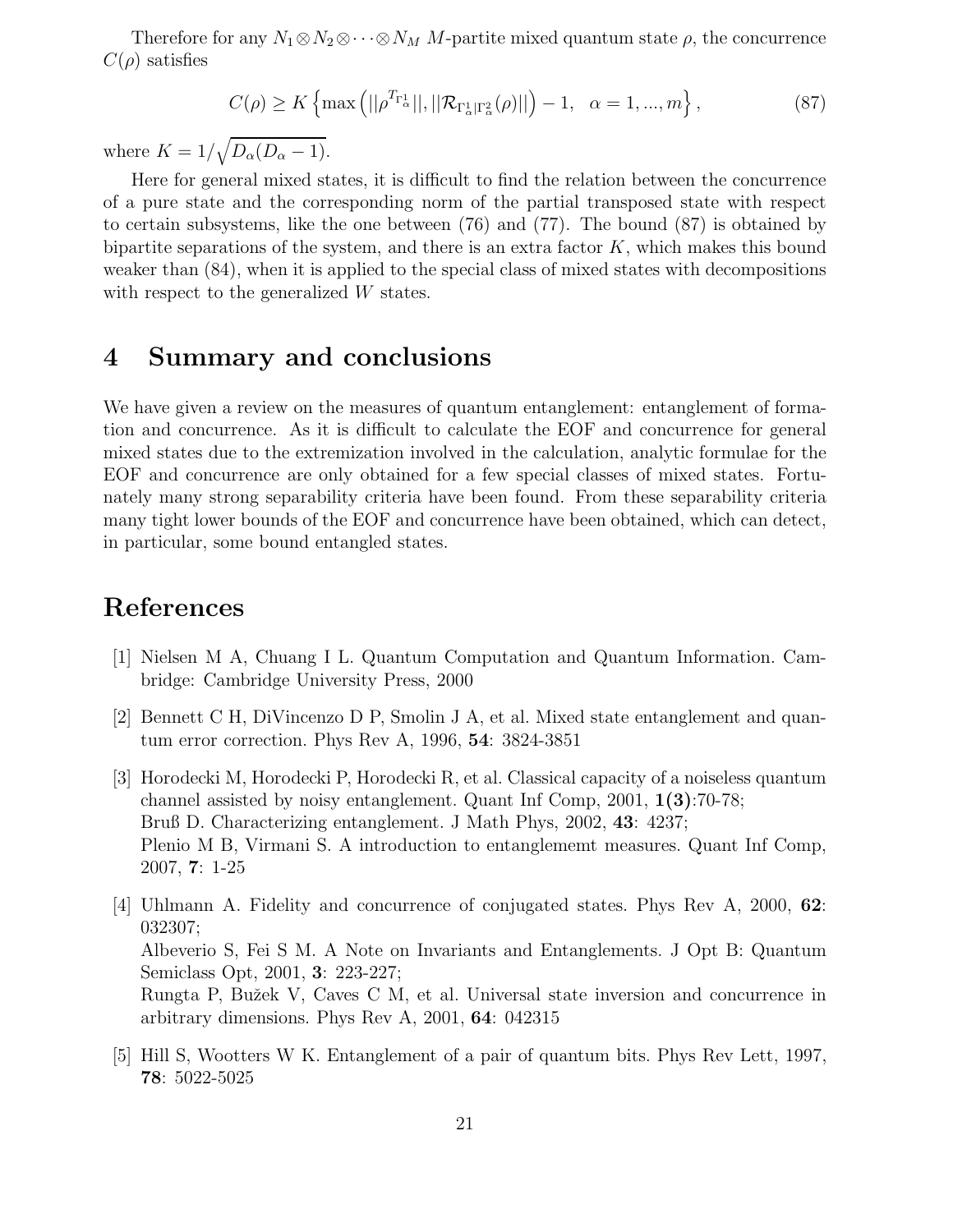Therefore for any $N_1 \otimes N_2 \otimes \cdots \otimes N_M$ $M$-partite mixed quantum state $\rho$, the concurrence $C(\rho)$ satisfies

$$C(\rho) \geq K \left\{ \max \left( ||\rho^{T_{\Gamma_\alpha^1}}||, ||\mathcal{R}_{\Gamma_\alpha^1|\Gamma_\alpha^2}(\rho)|| \right) - 1, \quad \alpha = 1, ..., m \right\}, \tag{87}$$

where $K = 1/\sqrt{D_\alpha(D_\alpha - 1)}$.

Here for general mixed states, it is difficult to find the relation between the concurrence of a pure state and the corresponding norm of the partial transposed state with respect to certain subsystems, like the one between (76) and (77). The bound (87) is obtained by bipartite separations of the system, and there is an extra factor $K$, which makes this bound weaker than (84), when it is applied to the special class of mixed states with decompositions with respect to the generalized $W$ states.

## 4 Summary and conclusions

We have given a review on the measures of quantum entanglement: entanglement of formation and concurrence. As it is difficult to calculate the EOF and concurrence for general mixed states due to the extremization involved in the calculation, analytic formulae for the EOF and concurrence are only obtained for a few special classes of mixed states. Fortunately many strong separability criteria have been found. From these separability criteria many tight lower bounds of the EOF and concurrence have been obtained, which can detect, in particular, some bound entangled states.

## References

[1] Nielsen M A, Chuang I L. Quantum Computation and Quantum Information. Cambridge: Cambridge University Press, 2000

[2] Bennett C H, DiVincenzo D P, Smolin J A, et al. Mixed state entanglement and quantum error correction. Phys Rev A, 1996, **54**: 3824-3851

[3] Horodecki M, Horodecki P, Horodecki R, et al. Classical capacity of a noiseless quantum channel assisted by noisy entanglement. Quant Inf Comp, 2001, **1(3)**:70-78;
Bruß D. Characterizing entanglement. J Math Phys, 2002, **43**: 4237;
Plenio M B, Virmani S. A introduction to entanglememt measures. Quant Inf Comp, 2007, **7**: 1-25

[4] Uhlmann A. Fidelity and concurrence of conjugated states. Phys Rev A, 2000, **62**: 032307;
Albeverio S, Fei S M. A Note on Invariants and Entanglements. J Opt B: Quantum Semiclass Opt, 2001, **3**: 223-227;
Rungta P, Bužek V, Caves C M, et al. Universal state inversion and concurrence in arbitrary dimensions. Phys Rev A, 2001, **64**: 042315

[5] Hill S, Wootters W K. Entanglement of a pair of quantum bits. Phys Rev Lett, 1997, **78**: 5022-5025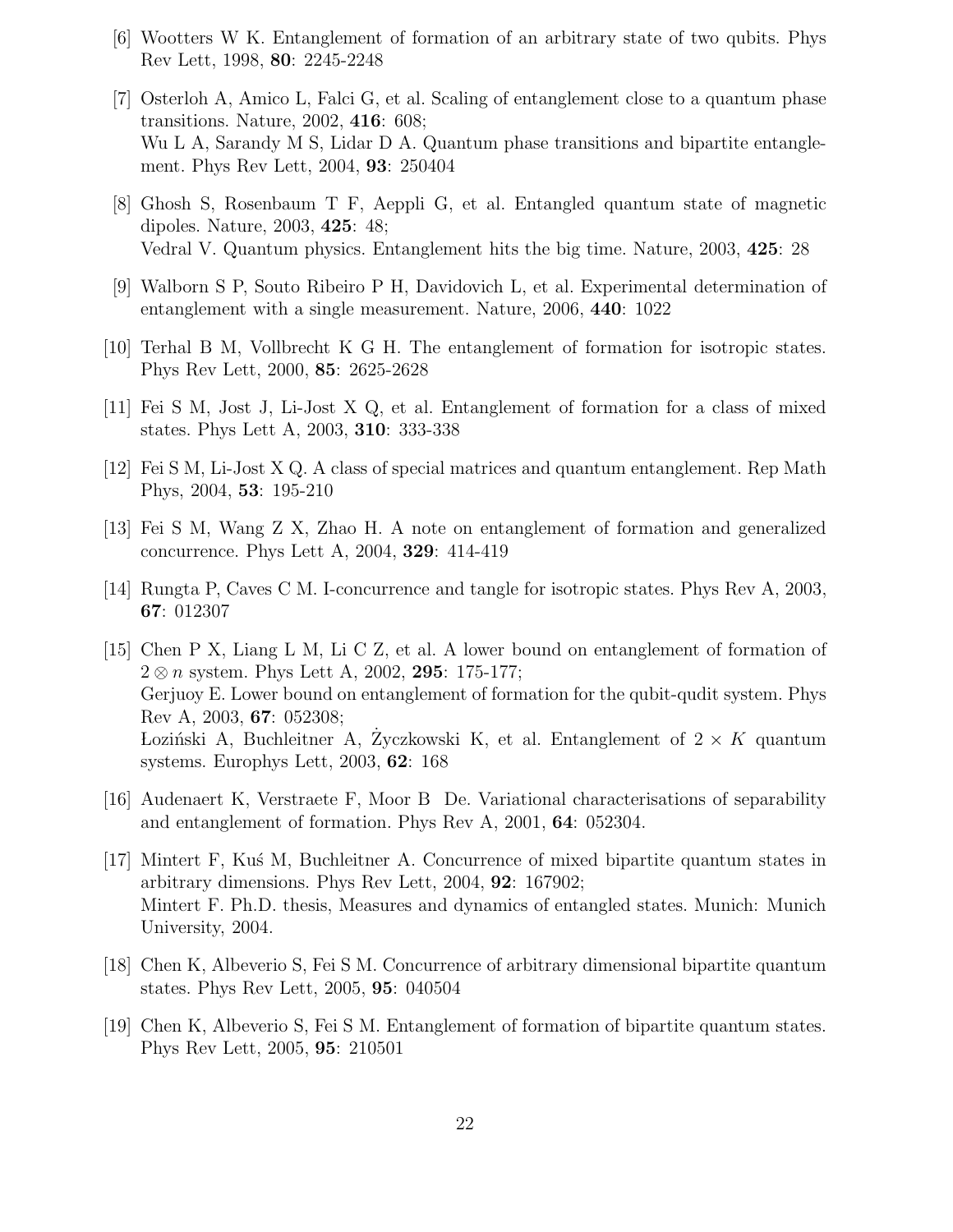[6] Wootters W K. Entanglement of formation of an arbitrary state of two qubits. Phys Rev Lett, 1998, **80**: 2245-2248

[7] Osterloh A, Amico L, Falci G, et al. Scaling of entanglement close to a quantum phase transitions. Nature, 2002, **416**: 608;
Wu L A, Sarandy M S, Lidar D A. Quantum phase transitions and bipartite entanglement. Phys Rev Lett, 2004, **93**: 250404

[8] Ghosh S, Rosenbaum T F, Aeppli G, et al. Entangled quantum state of magnetic dipoles. Nature, 2003, **425**: 48;
Vedral V. Quantum physics. Entanglement hits the big time. Nature, 2003, **425**: 28

[9] Walborn S P, Souto Ribeiro P H, Davidovich L, et al. Experimental determination of entanglement with a single measurement. Nature, 2006, **440**: 1022

[10] Terhal B M, Vollbrecht K G H. The entanglement of formation for isotropic states. Phys Rev Lett, 2000, **85**: 2625-2628

[11] Fei S M, Jost J, Li-Jost X Q, et al. Entanglement of formation for a class of mixed states. Phys Lett A, 2003, **310**: 333-338

[12] Fei S M, Li-Jost X Q. A class of special matrices and quantum entanglement. Rep Math Phys, 2004, **53**: 195-210

[13] Fei S M, Wang Z X, Zhao H. A note on entanglement of formation and generalized concurrence. Phys Lett A, 2004, **329**: 414-419

[14] Rungta P, Caves C M. I-concurrence and tangle for isotropic states. Phys Rev A, 2003, **67**: 012307

[15] Chen P X, Liang L M, Li C Z, et al. A lower bound on entanglement of formation of $2 \otimes n$ system. Phys Lett A, 2002, **295**: 175-177;
Gerjuoy E. Lower bound on entanglement of formation for the qubit-qudit system. Phys Rev A, 2003, **67**: 052308;
Łoziński A, Buchleitner A, Życzkowski K, et al. Entanglement of $2 \times K$ quantum systems. Europhys Lett, 2003, **62**: 168

[16] Audenaert K, Verstraete F, Moor B De. Variational characterisations of separability and entanglement of formation. Phys Rev A, 2001, **64**: 052304.

[17] Mintert F, Kuś M, Buchleitner A. Concurrence of mixed bipartite quantum states in arbitrary dimensions. Phys Rev Lett, 2004, **92**: 167902;
Mintert F. Ph.D. thesis, Measures and dynamics of entangled states. Munich: Munich University, 2004.

[18] Chen K, Albeverio S, Fei S M. Concurrence of arbitrary dimensional bipartite quantum states. Phys Rev Lett, 2005, **95**: 040504

[19] Chen K, Albeverio S, Fei S M. Entanglement of formation of bipartite quantum states. Phys Rev Lett, 2005, **95**: 210501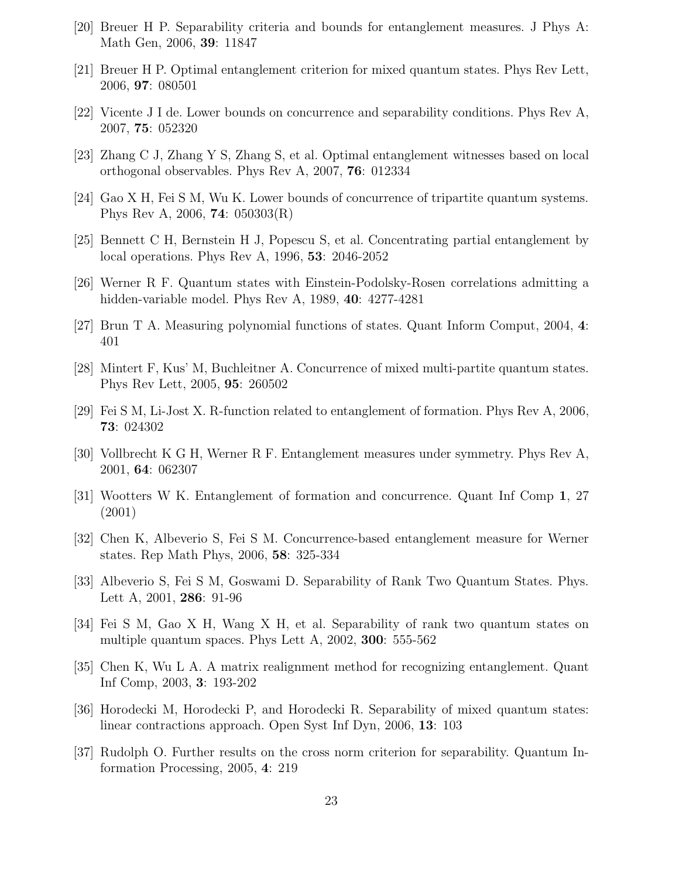[20] Breuer H P. Separability criteria and bounds for entanglement measures. J Phys A: Math Gen, 2006, **39**: 11847

[21] Breuer H P. Optimal entanglement criterion for mixed quantum states. Phys Rev Lett, 2006, **97**: 080501

[22] Vicente J I de. Lower bounds on concurrence and separability conditions. Phys Rev A, 2007, **75**: 052320

[23] Zhang C J, Zhang Y S, Zhang S, et al. Optimal entanglement witnesses based on local orthogonal observables. Phys Rev A, 2007, **76**: 012334

[24] Gao X H, Fei S M, Wu K. Lower bounds of concurrence of tripartite quantum systems. Phys Rev A, 2006, **74**: 050303(R)

[25] Bennett C H, Bernstein H J, Popescu S, et al. Concentrating partial entanglement by local operations. Phys Rev A, 1996, **53**: 2046-2052

[26] Werner R F. Quantum states with Einstein-Podolsky-Rosen correlations admitting a hidden-variable model. Phys Rev A, 1989, **40**: 4277-4281

[27] Brun T A. Measuring polynomial functions of states. Quant Inform Comput, 2004, **4**: 401

[28] Mintert F, Kus' M, Buchleitner A. Concurrence of mixed multi-partite quantum states. Phys Rev Lett, 2005, **95**: 260502

[29] Fei S M, Li-Jost X. R-function related to entanglement of formation. Phys Rev A, 2006, **73**: 024302

[30] Vollbrecht K G H, Werner R F. Entanglement measures under symmetry. Phys Rev A, 2001, **64**: 062307

[31] Wootters W K. Entanglement of formation and concurrence. Quant Inf Comp **1**, 27 (2001)

[32] Chen K, Albeverio S, Fei S M. Concurrence-based entanglement measure for Werner states. Rep Math Phys, 2006, **58**: 325-334

[33] Albeverio S, Fei S M, Goswami D. Separability of Rank Two Quantum States. Phys. Lett A, 2001, **286**: 91-96

[34] Fei S M, Gao X H, Wang X H, et al. Separability of rank two quantum states on multiple quantum spaces. Phys Lett A, 2002, **300**: 555-562

[35] Chen K, Wu L A. A matrix realignment method for recognizing entanglement. Quant Inf Comp, 2003, **3**: 193-202

[36] Horodecki M, Horodecki P, and Horodecki R. Separability of mixed quantum states: linear contractions approach. Open Syst Inf Dyn, 2006, **13**: 103

[37] Rudolph O. Further results on the cross norm criterion for separability. Quantum Information Processing, 2005, **4**: 219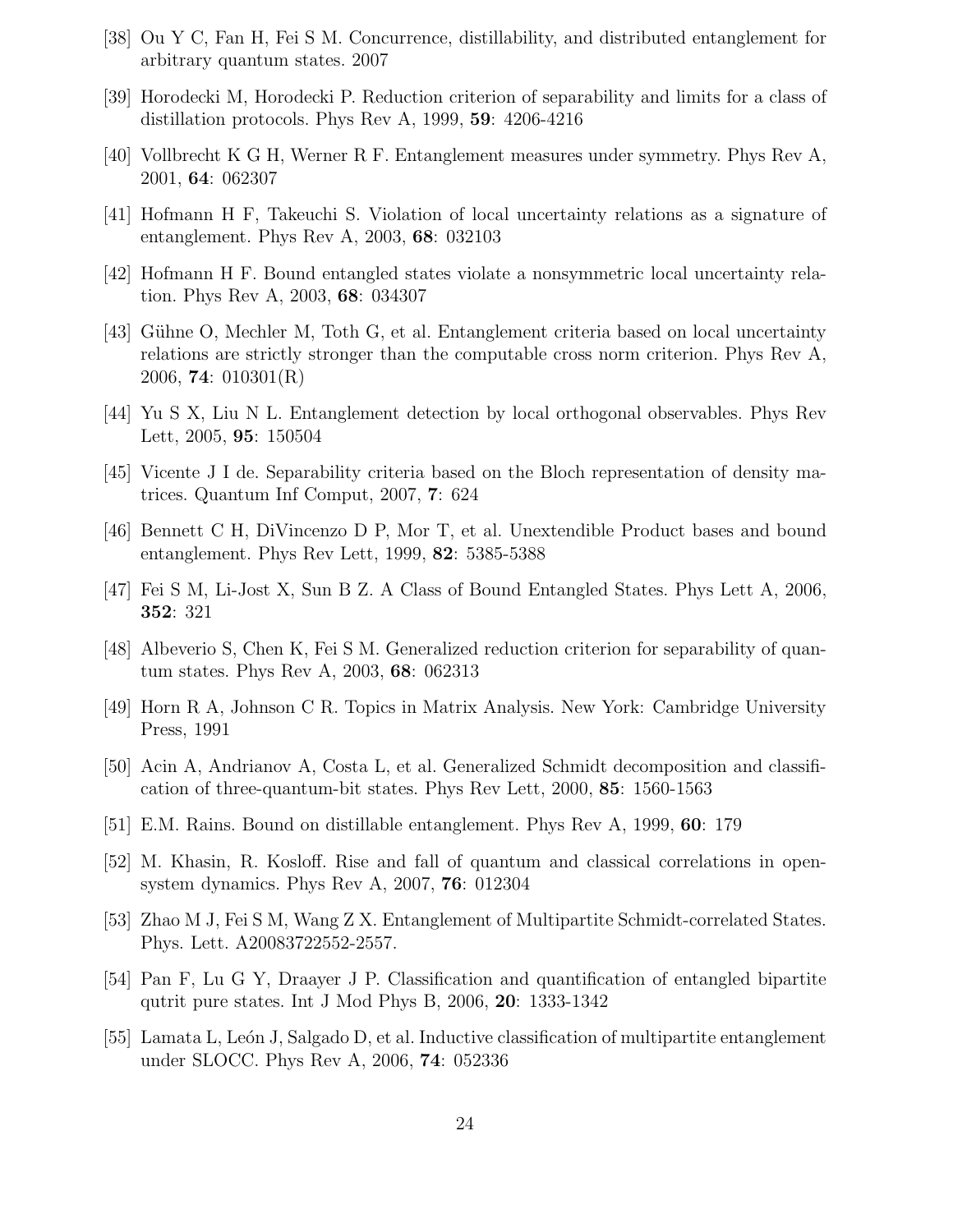[38] Ou Y C, Fan H, Fei S M. Concurrence, distillability, and distributed entanglement for arbitrary quantum states. 2007

[39] Horodecki M, Horodecki P. Reduction criterion of separability and limits for a class of distillation protocols. Phys Rev A, 1999, **59**: 4206-4216

[40] Vollbrecht K G H, Werner R F. Entanglement measures under symmetry. Phys Rev A, 2001, **64**: 062307

[41] Hofmann H F, Takeuchi S. Violation of local uncertainty relations as a signature of entanglement. Phys Rev A, 2003, **68**: 032103

[42] Hofmann H F. Bound entangled states violate a nonsymmetric local uncertainty relation. Phys Rev A, 2003, **68**: 034307

[43] Gühne O, Mechler M, Toth G, et al. Entanglement criteria based on local uncertainty relations are strictly stronger than the computable cross norm criterion. Phys Rev A, 2006, **74**: 010301(R)

[44] Yu S X, Liu N L. Entanglement detection by local orthogonal observables. Phys Rev Lett, 2005, **95**: 150504

[45] Vicente J I de. Separability criteria based on the Bloch representation of density matrices. Quantum Inf Comput, 2007, **7**: 624

[46] Bennett C H, DiVincenzo D P, Mor T, et al. Unextendible Product bases and bound entanglement. Phys Rev Lett, 1999, **82**: 5385-5388

[47] Fei S M, Li-Jost X, Sun B Z. A Class of Bound Entangled States. Phys Lett A, 2006, **352**: 321

[48] Albeverio S, Chen K, Fei S M. Generalized reduction criterion for separability of quantum states. Phys Rev A, 2003, **68**: 062313

[49] Horn R A, Johnson C R. Topics in Matrix Analysis. New York: Cambridge University Press, 1991

[50] Acin A, Andrianov A, Costa L, et al. Generalized Schmidt decomposition and classification of three-quantum-bit states. Phys Rev Lett, 2000, **85**: 1560-1563

[51] E.M. Rains. Bound on distillable entanglement. Phys Rev A, 1999, **60**: 179

[52] M. Khasin, R. Kosloff. Rise and fall of quantum and classical correlations in open-system dynamics. Phys Rev A, 2007, **76**: 012304

[53] Zhao M J, Fei S M, Wang Z X. Entanglement of Multipartite Schmidt-correlated States. Phys. Lett. A20083722552-2557.

[54] Pan F, Lu G Y, Draayer J P. Classification and quantification of entangled bipartite qutrit pure states. Int J Mod Phys B, 2006, **20**: 1333-1342

[55] Lamata L, León J, Salgado D, et al. Inductive classification of multipartite entanglement under SLOCC. Phys Rev A, 2006, **74**: 052336